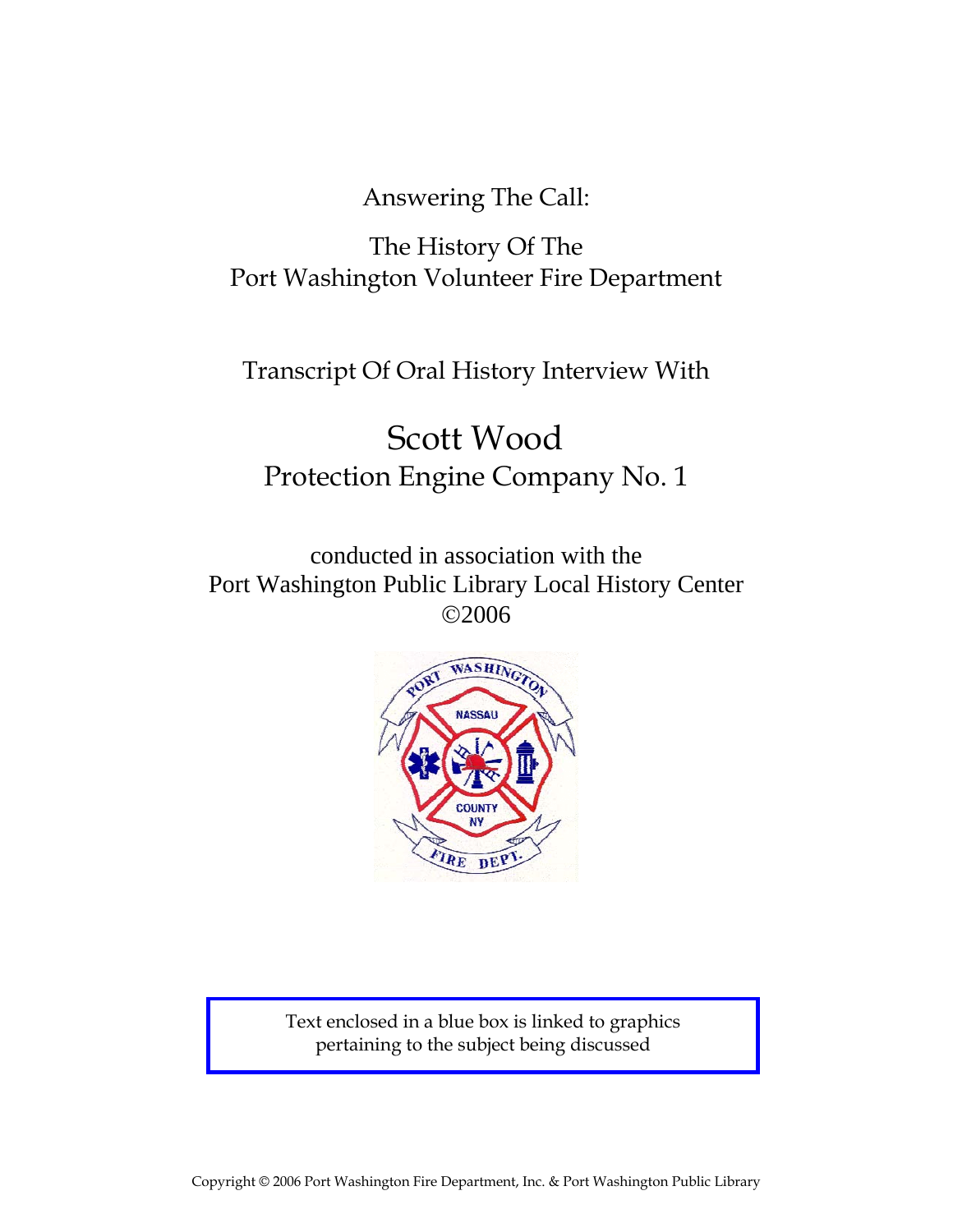Answering The Call:

The History Of The
Port Washington Volunteer Fire Department

Transcript Of Oral History Interview With

# Scott Wood

## Protection Engine Company No. 1

conducted in association with the
Port Washington Public Library Local History Center
©2006

Text enclosed in a blue box is linked to graphics pertaining to the subject being discussed

Copyright © 2006 Port Washington Fire Department, Inc. & Port Washington Public Library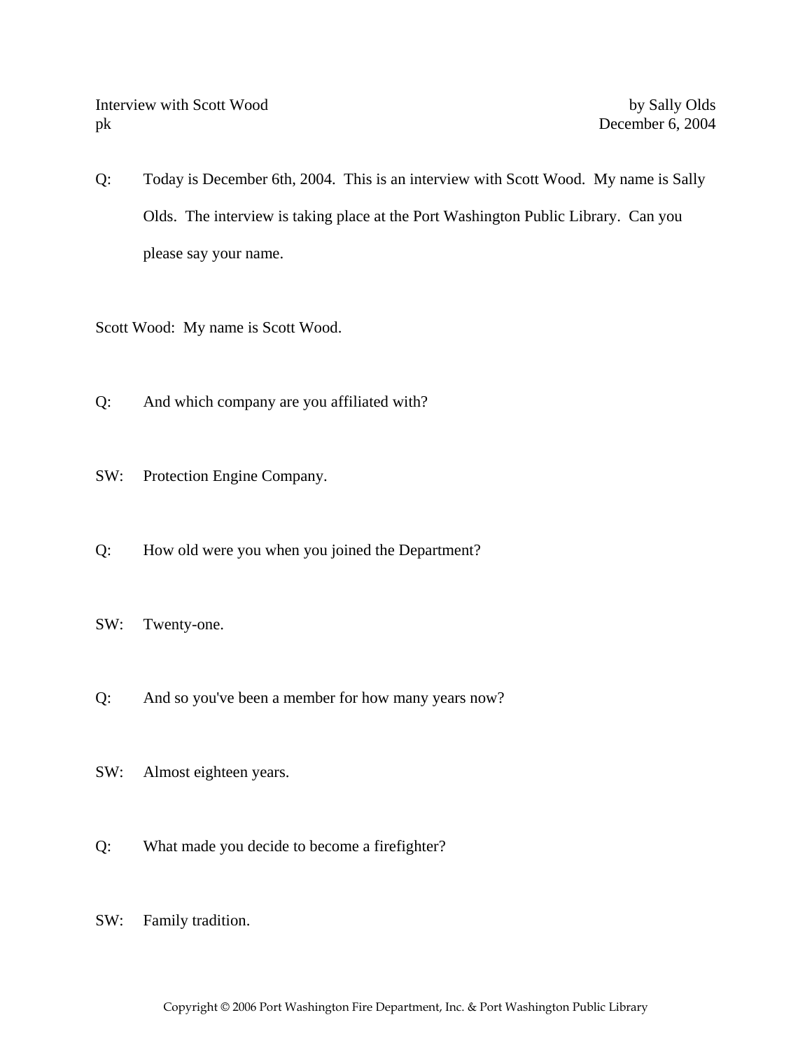Interview with Scott Wood — by Sally Olds
pk — December 6, 2004

Q: Today is December 6th, 2004. This is an interview with Scott Wood. My name is Sally Olds. The interview is taking place at the Port Washington Public Library. Can you please say your name.

Scott Wood: My name is Scott Wood.

Q: And which company are you affiliated with?

SW: Protection Engine Company.

Q: How old were you when you joined the Department?

SW: Twenty-one.

Q: And so you've been a member for how many years now?

SW: Almost eighteen years.

Q: What made you decide to become a firefighter?

SW: Family tradition.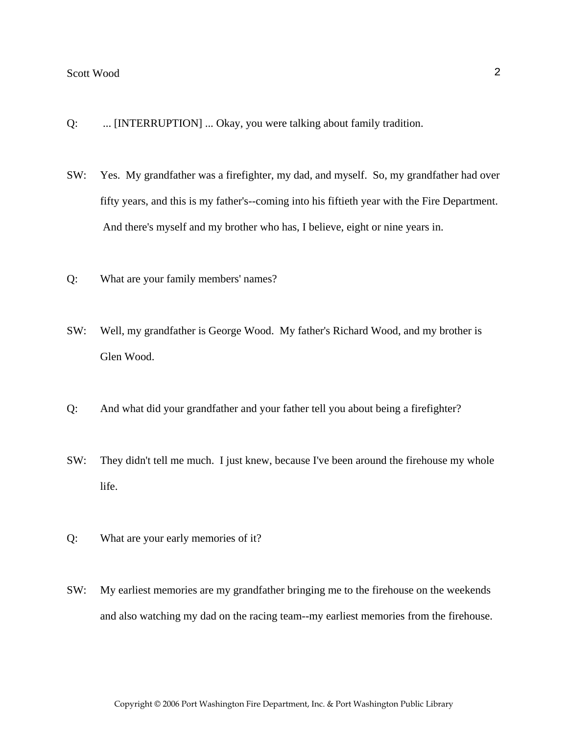Q: ... [INTERRUPTION] ... Okay, you were talking about family tradition.

SW: Yes. My grandfather was a firefighter, my dad, and myself. So, my grandfather had over fifty years, and this is my father's--coming into his fiftieth year with the Fire Department. And there's myself and my brother who has, I believe, eight or nine years in.

Q: What are your family members' names?

SW: Well, my grandfather is George Wood. My father's Richard Wood, and my brother is Glen Wood.

Q: And what did your grandfather and your father tell you about being a firefighter?

SW: They didn't tell me much. I just knew, because I've been around the firehouse my whole life.

Q: What are your early memories of it?

SW: My earliest memories are my grandfather bringing me to the firehouse on the weekends and also watching my dad on the racing team--my earliest memories from the firehouse.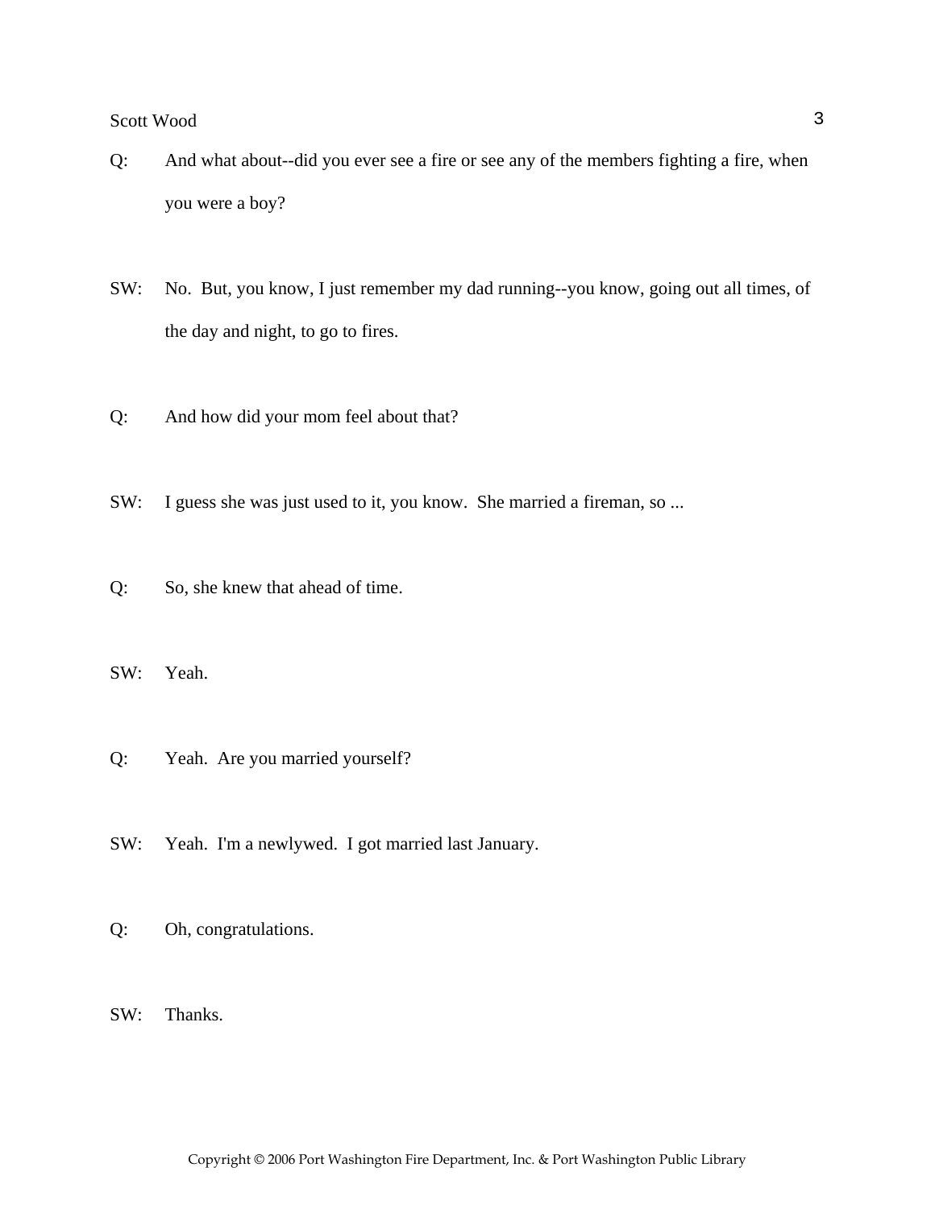Q: And what about--did you ever see a fire or see any of the members fighting a fire, when you were a boy?

SW: No. But, you know, I just remember my dad running--you know, going out all times, of the day and night, to go to fires.

Q: And how did your mom feel about that?

SW: I guess she was just used to it, you know. She married a fireman, so ...

Q: So, she knew that ahead of time.

SW: Yeah.

Q: Yeah. Are you married yourself?

SW: Yeah. I'm a newlywed. I got married last January.

Q: Oh, congratulations.

SW: Thanks.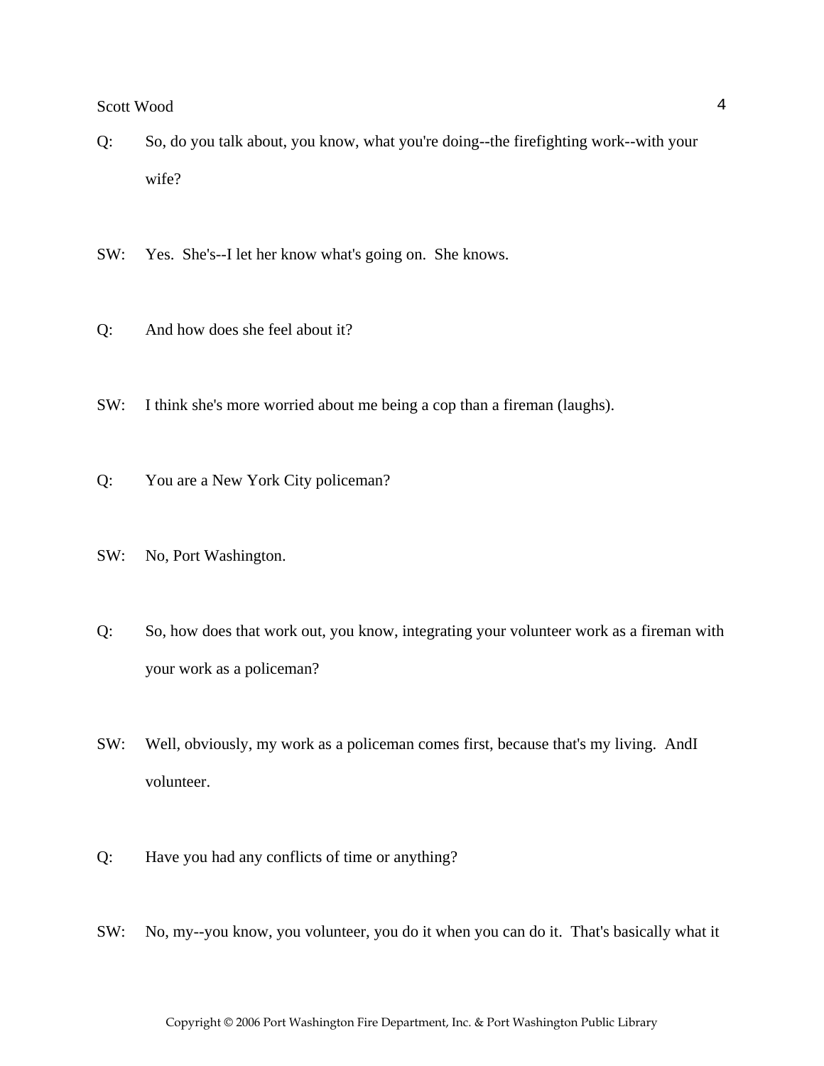Q: So, do you talk about, you know, what you're doing--the firefighting work--with your wife?

SW: Yes. She's--I let her know what's going on. She knows.

Q: And how does she feel about it?

SW: I think she's more worried about me being a cop than a fireman (laughs).

Q: You are a New York City policeman?

SW: No, Port Washington.

Q: So, how does that work out, you know, integrating your volunteer work as a fireman with your work as a policeman?

SW: Well, obviously, my work as a policeman comes first, because that's my living. AndI volunteer.

Q: Have you had any conflicts of time or anything?

SW: No, my--you know, you volunteer, you do it when you can do it. That's basically what it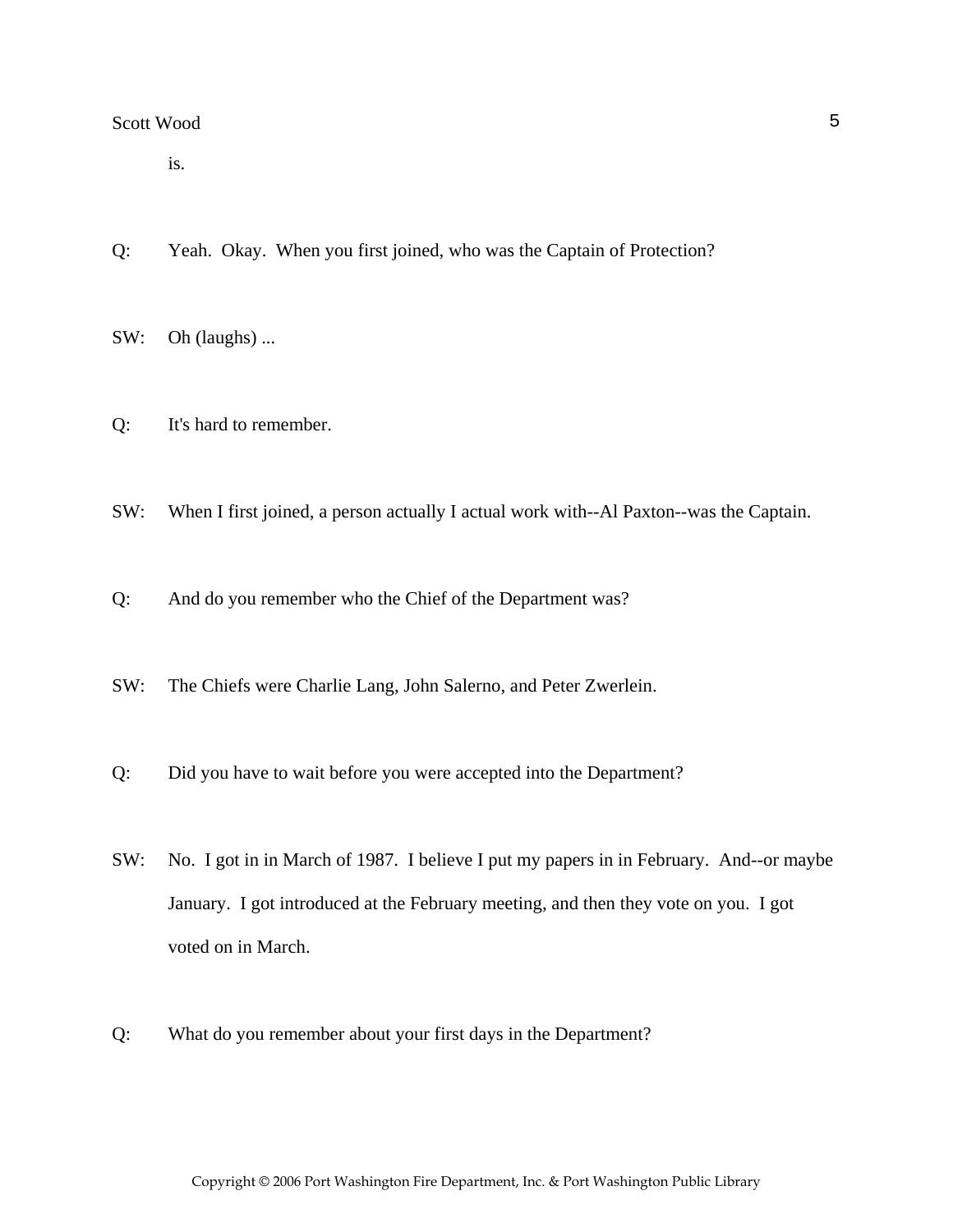is.

Q: Yeah. Okay. When you first joined, who was the Captain of Protection?

SW: Oh (laughs) ...

Q: It's hard to remember.

SW: When I first joined, a person actually I actual work with--Al Paxton--was the Captain.

Q: And do you remember who the Chief of the Department was?

SW: The Chiefs were Charlie Lang, John Salerno, and Peter Zwerlein.

Q: Did you have to wait before you were accepted into the Department?

SW: No. I got in in March of 1987. I believe I put my papers in in February. And--or maybe January. I got introduced at the February meeting, and then they vote on you. I got voted on in March.

Q: What do you remember about your first days in the Department?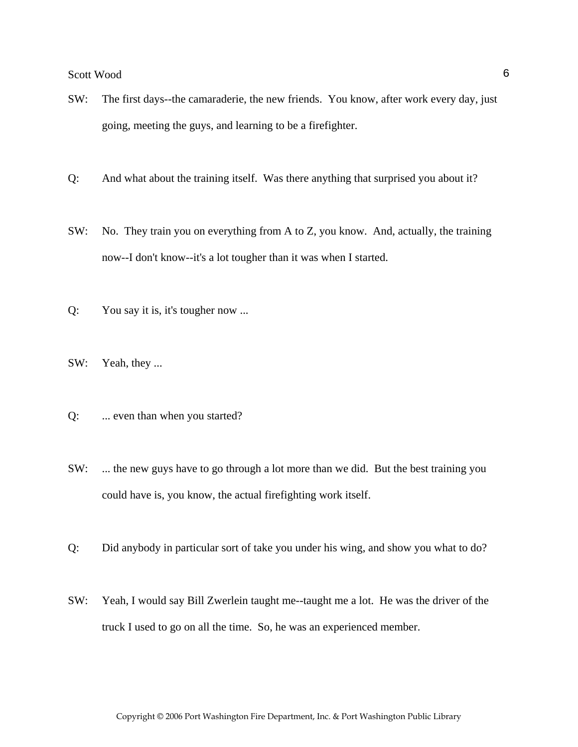SW: The first days--the camaraderie, the new friends. You know, after work every day, just going, meeting the guys, and learning to be a firefighter.

Q: And what about the training itself. Was there anything that surprised you about it?

SW: No. They train you on everything from A to Z, you know. And, actually, the training now--I don't know--it's a lot tougher than it was when I started.

Q: You say it is, it's tougher now ...

SW: Yeah, they ...

Q: ... even than when you started?

SW: ... the new guys have to go through a lot more than we did. But the best training you could have is, you know, the actual firefighting work itself.

Q: Did anybody in particular sort of take you under his wing, and show you what to do?

SW: Yeah, I would say Bill Zwerlein taught me--taught me a lot. He was the driver of the truck I used to go on all the time. So, he was an experienced member.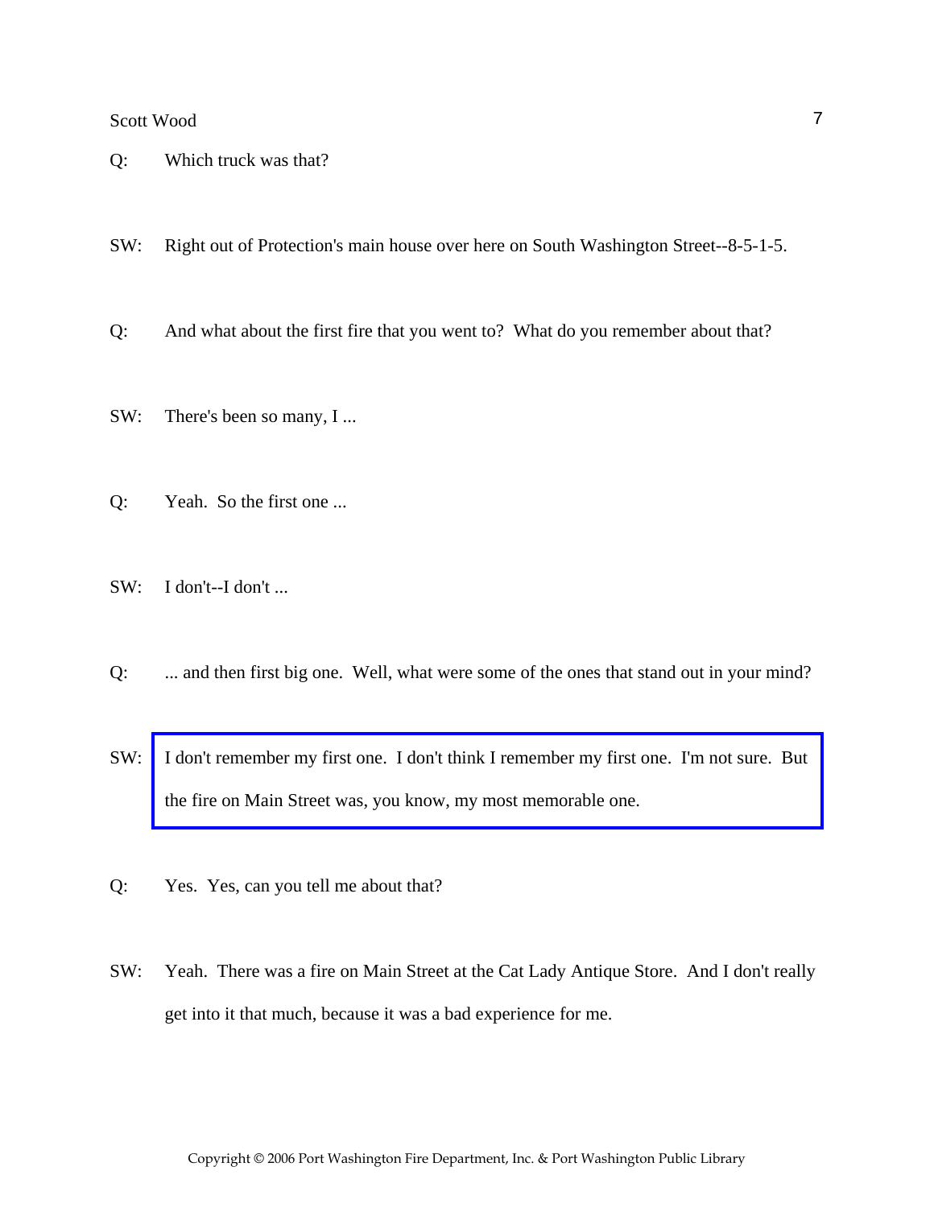Q: Which truck was that?

SW: Right out of Protection's main house over here on South Washington Street--8-5-1-5.

Q: And what about the first fire that you went to? What do you remember about that?

SW: There's been so many, I ...

Q: Yeah. So the first one ...

SW: I don't--I don't ...

Q: ... and then first big one. Well, what were some of the ones that stand out in your mind?

SW: I don't remember my first one. I don't think I remember my first one. I'm not sure. But the fire on Main Street was, you know, my most memorable one.

Q: Yes. Yes, can you tell me about that?

SW: Yeah. There was a fire on Main Street at the Cat Lady Antique Store. And I don't really get into it that much, because it was a bad experience for me.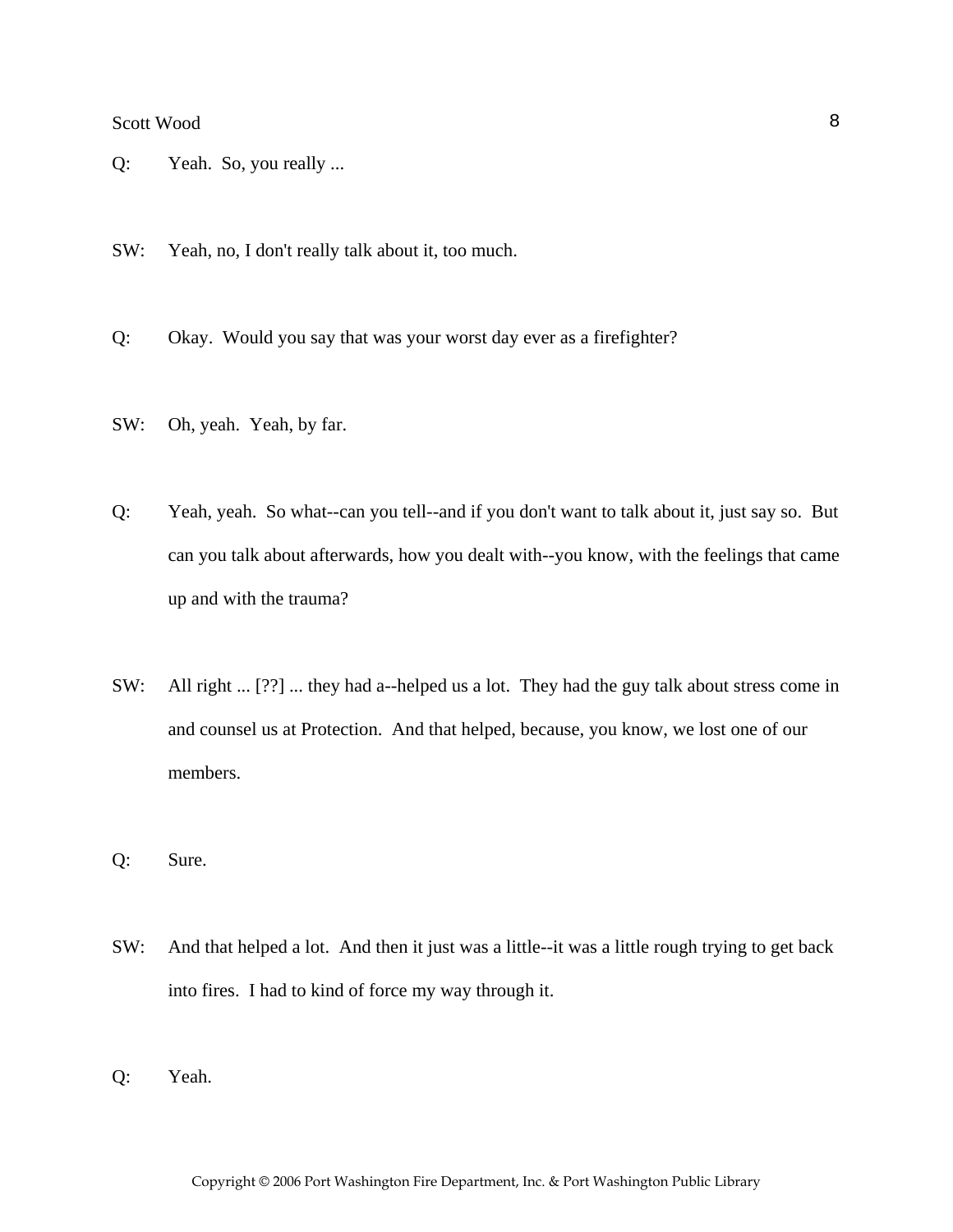Q: Yeah. So, you really ...

SW: Yeah, no, I don't really talk about it, too much.

Q: Okay. Would you say that was your worst day ever as a firefighter?

SW: Oh, yeah. Yeah, by far.

Q: Yeah, yeah. So what--can you tell--and if you don't want to talk about it, just say so. But can you talk about afterwards, how you dealt with--you know, with the feelings that came up and with the trauma?

SW: All right ... [??] ... they had a--helped us a lot. They had the guy talk about stress come in and counsel us at Protection. And that helped, because, you know, we lost one of our members.

Q: Sure.

SW: And that helped a lot. And then it just was a little--it was a little rough trying to get back into fires. I had to kind of force my way through it.

Q: Yeah.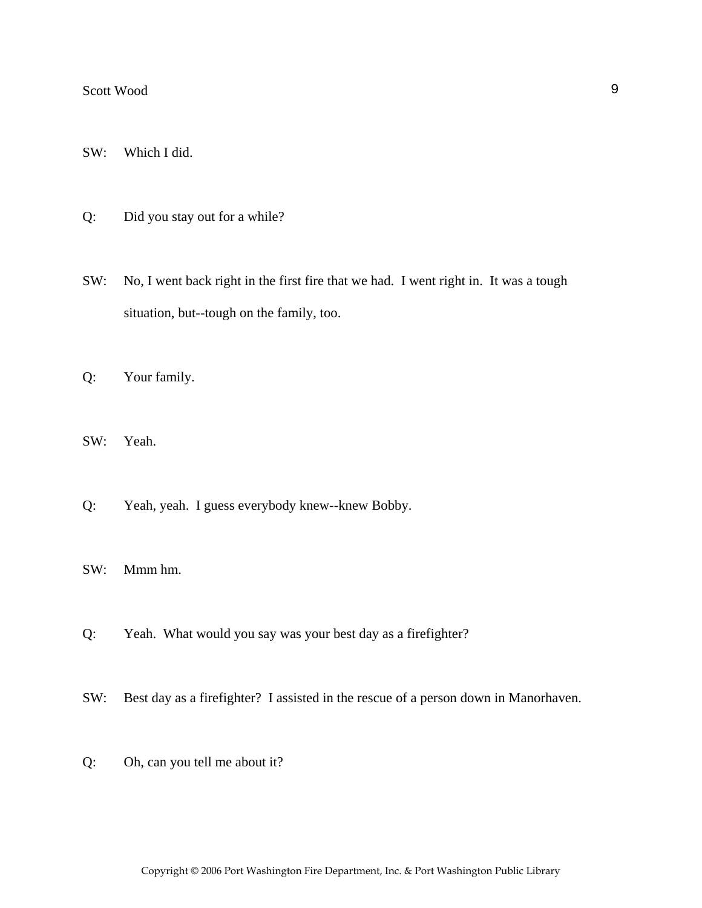SW: Which I did.

Q: Did you stay out for a while?

SW: No, I went back right in the first fire that we had. I went right in. It was a tough situation, but--tough on the family, too.

Q: Your family.

SW: Yeah.

Q: Yeah, yeah. I guess everybody knew--knew Bobby.

SW: Mmm hm.

Q: Yeah. What would you say was your best day as a firefighter?

SW: Best day as a firefighter? I assisted in the rescue of a person down in Manorhaven.

Q: Oh, can you tell me about it?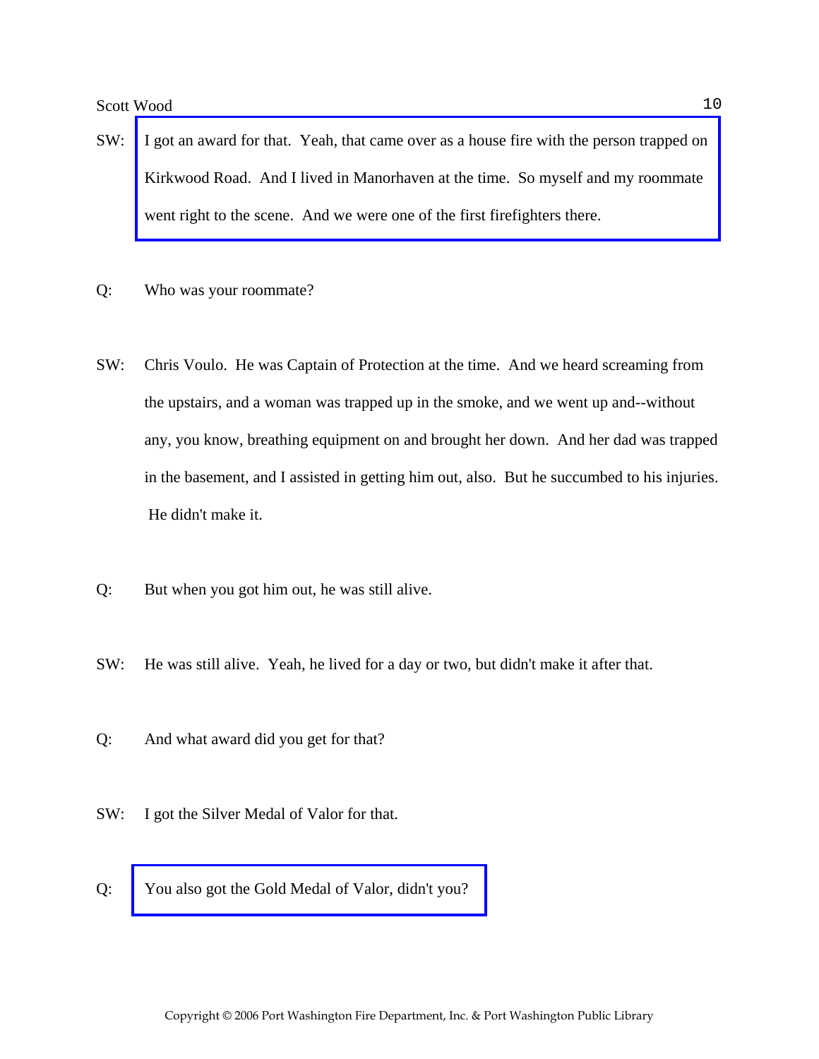SW: I got an award for that. Yeah, that came over as a house fire with the person trapped on Kirkwood Road. And I lived in Manorhaven at the time. So myself and my roommate went right to the scene. And we were one of the first firefighters there.

Q: Who was your roommate?

SW: Chris Voulo. He was Captain of Protection at the time. And we heard screaming from the upstairs, and a woman was trapped up in the smoke, and we went up and--without any, you know, breathing equipment on and brought her down. And her dad was trapped in the basement, and I assisted in getting him out, also. But he succumbed to his injuries. He didn't make it.

Q: But when you got him out, he was still alive.

SW: He was still alive. Yeah, he lived for a day or two, but didn't make it after that.

Q: And what award did you get for that?

SW: I got the Silver Medal of Valor for that.

Q: You also got the Gold Medal of Valor, didn't you?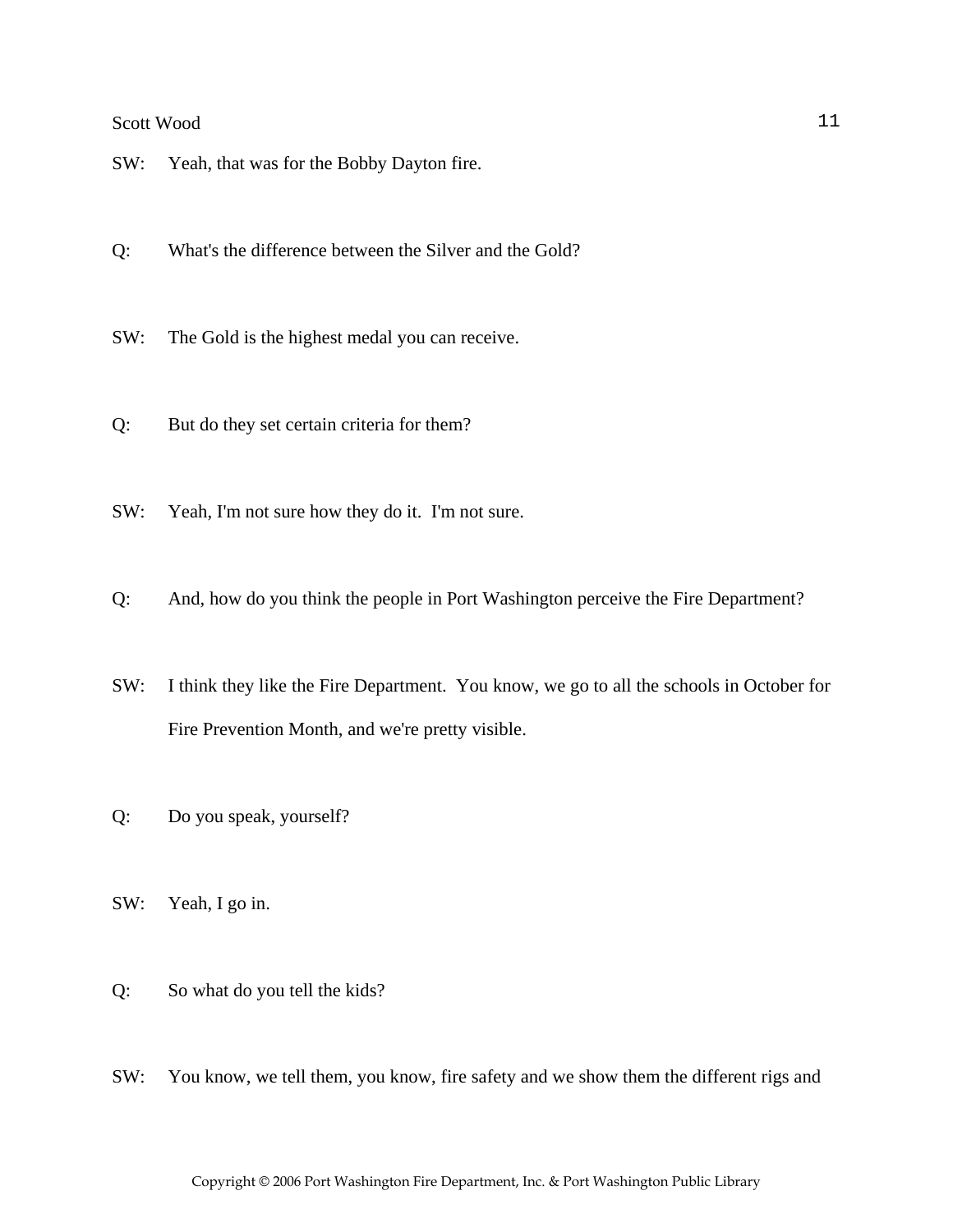SW: Yeah, that was for the Bobby Dayton fire.

Q: What's the difference between the Silver and the Gold?

SW: The Gold is the highest medal you can receive.

Q: But do they set certain criteria for them?

SW: Yeah, I'm not sure how they do it. I'm not sure.

Q: And, how do you think the people in Port Washington perceive the Fire Department?

SW: I think they like the Fire Department. You know, we go to all the schools in October for Fire Prevention Month, and we're pretty visible.

Q: Do you speak, yourself?

SW: Yeah, I go in.

Q: So what do you tell the kids?

SW: You know, we tell them, you know, fire safety and we show them the different rigs and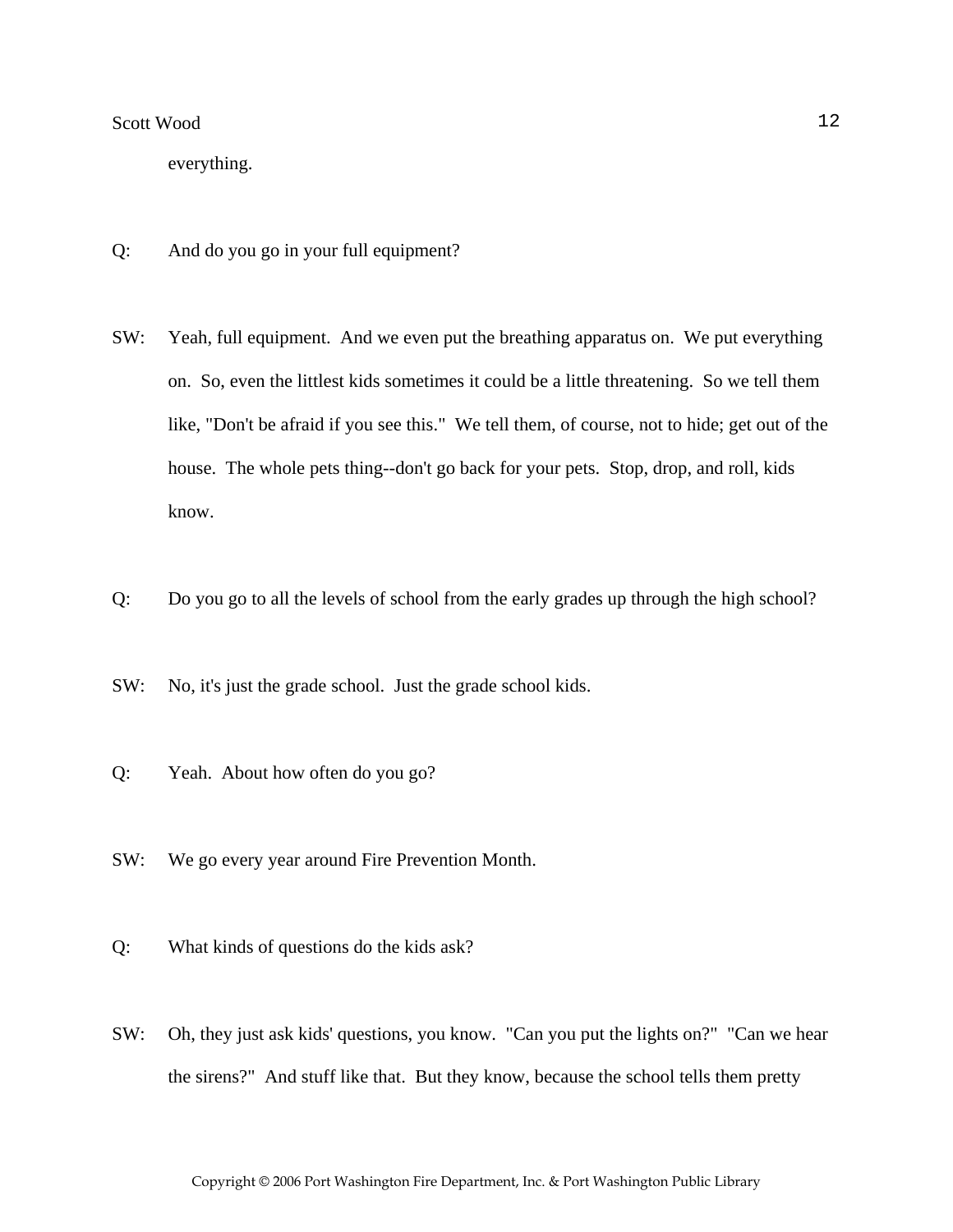everything.

Q: And do you go in your full equipment?

SW: Yeah, full equipment. And we even put the breathing apparatus on. We put everything on. So, even the littlest kids sometimes it could be a little threatening. So we tell them like, "Don't be afraid if you see this." We tell them, of course, not to hide; get out of the house. The whole pets thing--don't go back for your pets. Stop, drop, and roll, kids know.

Q: Do you go to all the levels of school from the early grades up through the high school?

SW: No, it's just the grade school. Just the grade school kids.

Q: Yeah. About how often do you go?

SW: We go every year around Fire Prevention Month.

Q: What kinds of questions do the kids ask?

SW: Oh, they just ask kids' questions, you know. "Can you put the lights on?" "Can we hear the sirens?" And stuff like that. But they know, because the school tells them pretty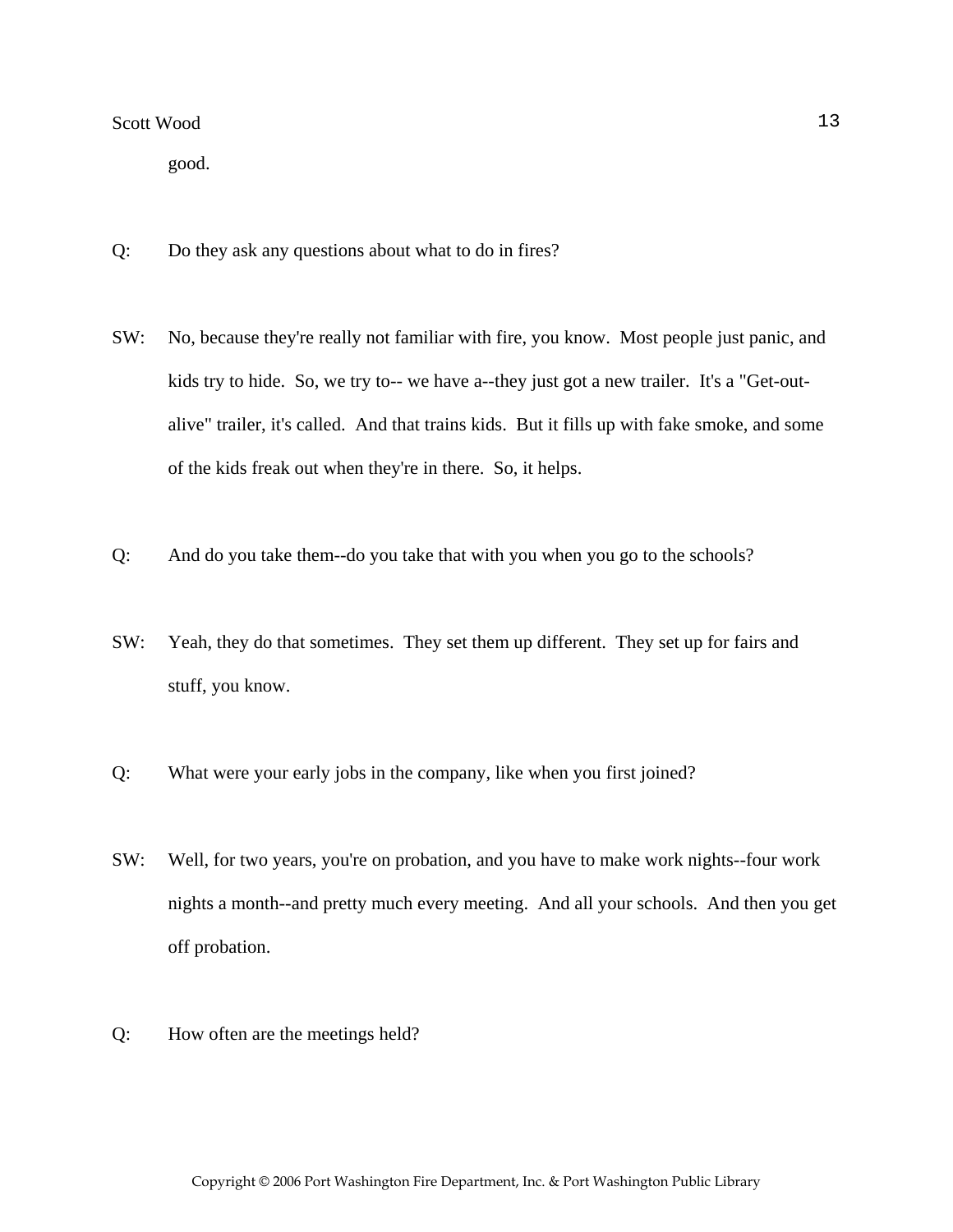good.

Q: Do they ask any questions about what to do in fires?

SW: No, because they're really not familiar with fire, you know. Most people just panic, and kids try to hide. So, we try to-- we have a--they just got a new trailer. It's a "Get-out-alive" trailer, it's called. And that trains kids. But it fills up with fake smoke, and some of the kids freak out when they're in there. So, it helps.

Q: And do you take them--do you take that with you when you go to the schools?

SW: Yeah, they do that sometimes. They set them up different. They set up for fairs and stuff, you know.

Q: What were your early jobs in the company, like when you first joined?

SW: Well, for two years, you're on probation, and you have to make work nights--four work nights a month--and pretty much every meeting. And all your schools. And then you get off probation.

Q: How often are the meetings held?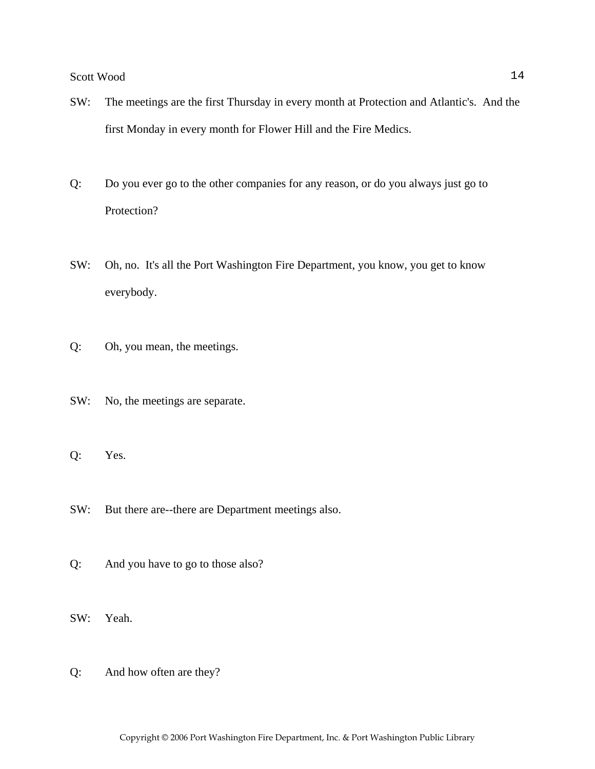SW: The meetings are the first Thursday in every month at Protection and Atlantic's. And the first Monday in every month for Flower Hill and the Fire Medics.

Q: Do you ever go to the other companies for any reason, or do you always just go to Protection?

SW: Oh, no. It's all the Port Washington Fire Department, you know, you get to know everybody.

Q: Oh, you mean, the meetings.

SW: No, the meetings are separate.

Q: Yes.

SW: But there are--there are Department meetings also.

Q: And you have to go to those also?

SW: Yeah.

Q: And how often are they?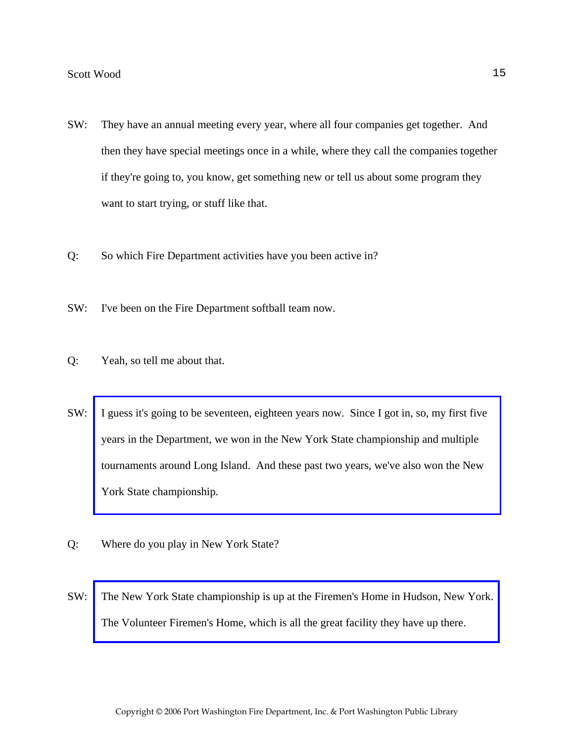SW: They have an annual meeting every year, where all four companies get together. And then they have special meetings once in a while, where they call the companies together if they're going to, you know, get something new or tell us about some program they want to start trying, or stuff like that.

Q: So which Fire Department activities have you been active in?

SW: I've been on the Fire Department softball team now.

Q: Yeah, so tell me about that.

SW: I guess it's going to be seventeen, eighteen years now. Since I got in, so, my first five years in the Department, we won in the New York State championship and multiple tournaments around Long Island. And these past two years, we've also won the New York State championship.

Q: Where do you play in New York State?

SW: The New York State championship is up at the Firemen's Home in Hudson, New York. The Volunteer Firemen's Home, which is all the great facility they have up there.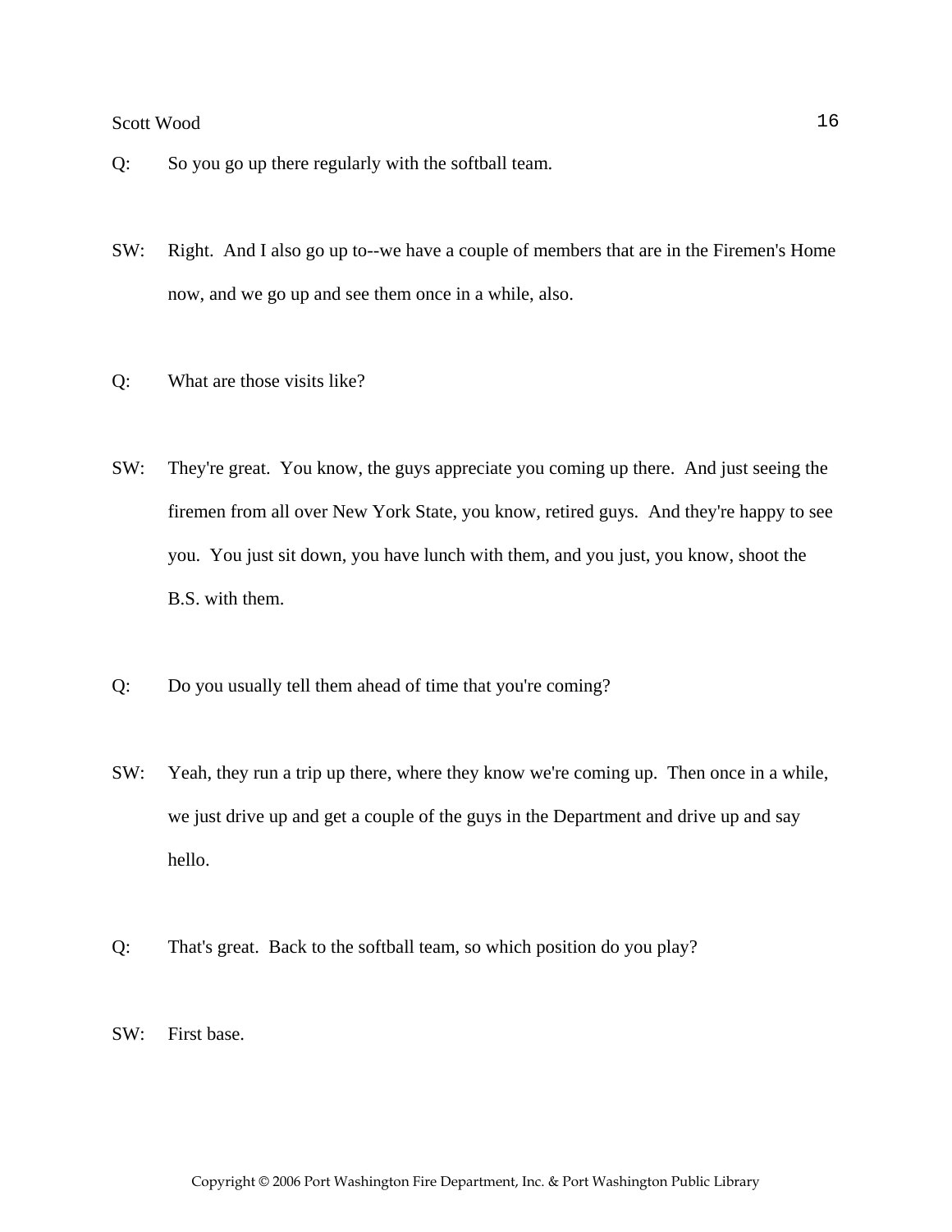Q: So you go up there regularly with the softball team.

SW: Right. And I also go up to--we have a couple of members that are in the Firemen's Home now, and we go up and see them once in a while, also.

Q: What are those visits like?

SW: They're great. You know, the guys appreciate you coming up there. And just seeing the firemen from all over New York State, you know, retired guys. And they're happy to see you. You just sit down, you have lunch with them, and you just, you know, shoot the B.S. with them.

Q: Do you usually tell them ahead of time that you're coming?

SW: Yeah, they run a trip up there, where they know we're coming up. Then once in a while, we just drive up and get a couple of the guys in the Department and drive up and say hello.

Q: That's great. Back to the softball team, so which position do you play?

SW: First base.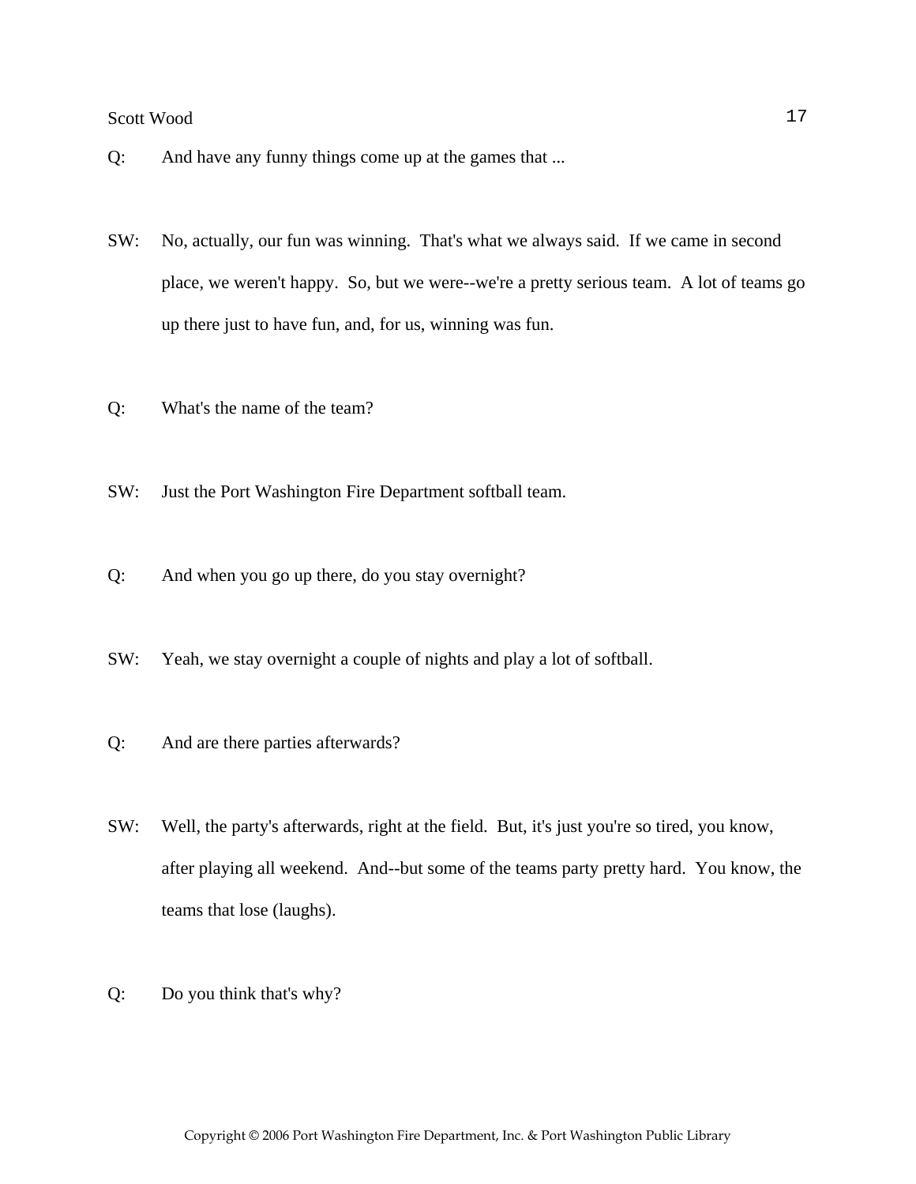Q: And have any funny things come up at the games that ...

SW: No, actually, our fun was winning. That's what we always said. If we came in second place, we weren't happy. So, but we were--we're a pretty serious team. A lot of teams go up there just to have fun, and, for us, winning was fun.

Q: What's the name of the team?

SW: Just the Port Washington Fire Department softball team.

Q: And when you go up there, do you stay overnight?

SW: Yeah, we stay overnight a couple of nights and play a lot of softball.

Q: And are there parties afterwards?

SW: Well, the party's afterwards, right at the field. But, it's just you're so tired, you know, after playing all weekend. And--but some of the teams party pretty hard. You know, the teams that lose (laughs).

Q: Do you think that's why?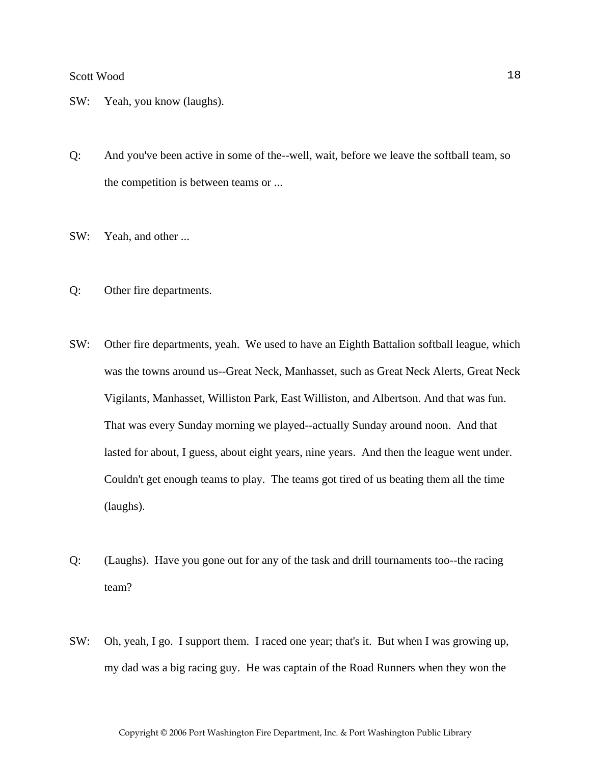SW: Yeah, you know (laughs).

Q: And you've been active in some of the--well, wait, before we leave the softball team, so the competition is between teams or ...

SW: Yeah, and other ...

Q: Other fire departments.

SW: Other fire departments, yeah. We used to have an Eighth Battalion softball league, which was the towns around us--Great Neck, Manhasset, such as Great Neck Alerts, Great Neck Vigilants, Manhasset, Williston Park, East Williston, and Albertson. And that was fun. That was every Sunday morning we played--actually Sunday around noon. And that lasted for about, I guess, about eight years, nine years. And then the league went under. Couldn't get enough teams to play. The teams got tired of us beating them all the time (laughs).

Q: (Laughs). Have you gone out for any of the task and drill tournaments too--the racing team?

SW: Oh, yeah, I go. I support them. I raced one year; that's it. But when I was growing up, my dad was a big racing guy. He was captain of the Road Runners when they won the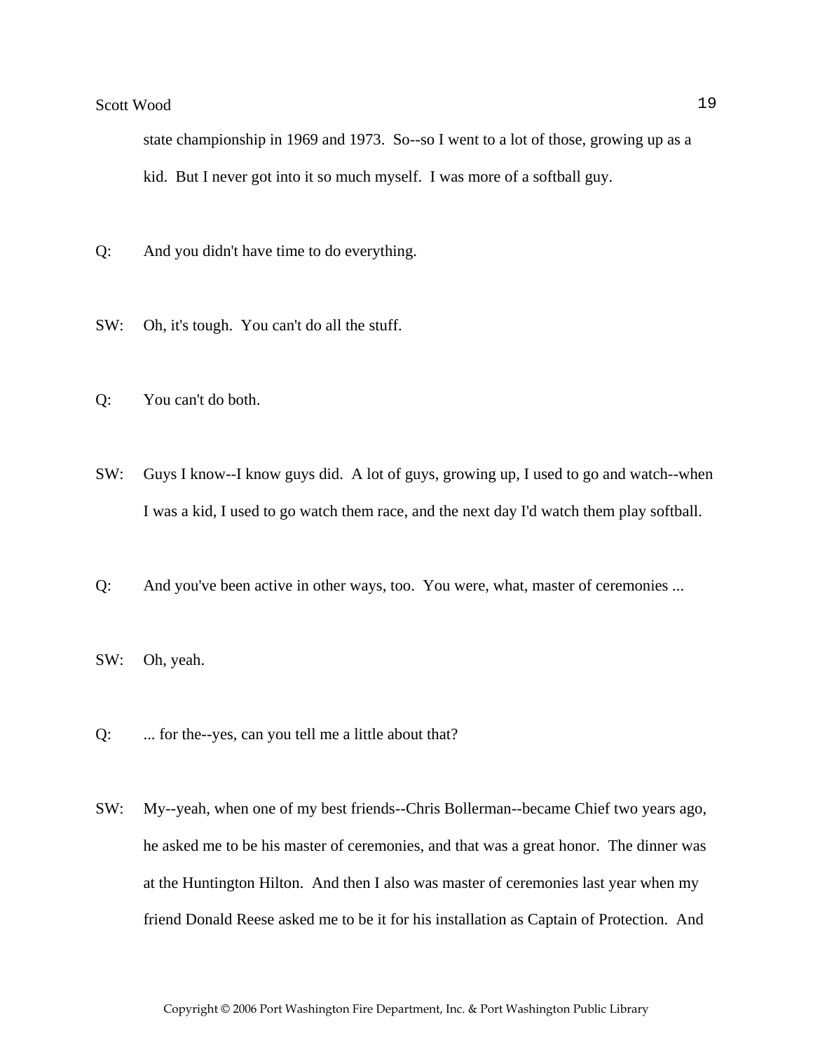state championship in 1969 and 1973. So--so I went to a lot of those, growing up as a kid. But I never got into it so much myself. I was more of a softball guy.

Q: And you didn't have time to do everything.

SW: Oh, it's tough. You can't do all the stuff.

Q: You can't do both.

SW: Guys I know--I know guys did. A lot of guys, growing up, I used to go and watch--when I was a kid, I used to go watch them race, and the next day I'd watch them play softball.

Q: And you've been active in other ways, too. You were, what, master of ceremonies ...

SW: Oh, yeah.

Q: ... for the--yes, can you tell me a little about that?

SW: My--yeah, when one of my best friends--Chris Bollerman--became Chief two years ago, he asked me to be his master of ceremonies, and that was a great honor. The dinner was at the Huntington Hilton. And then I also was master of ceremonies last year when my friend Donald Reese asked me to be it for his installation as Captain of Protection. And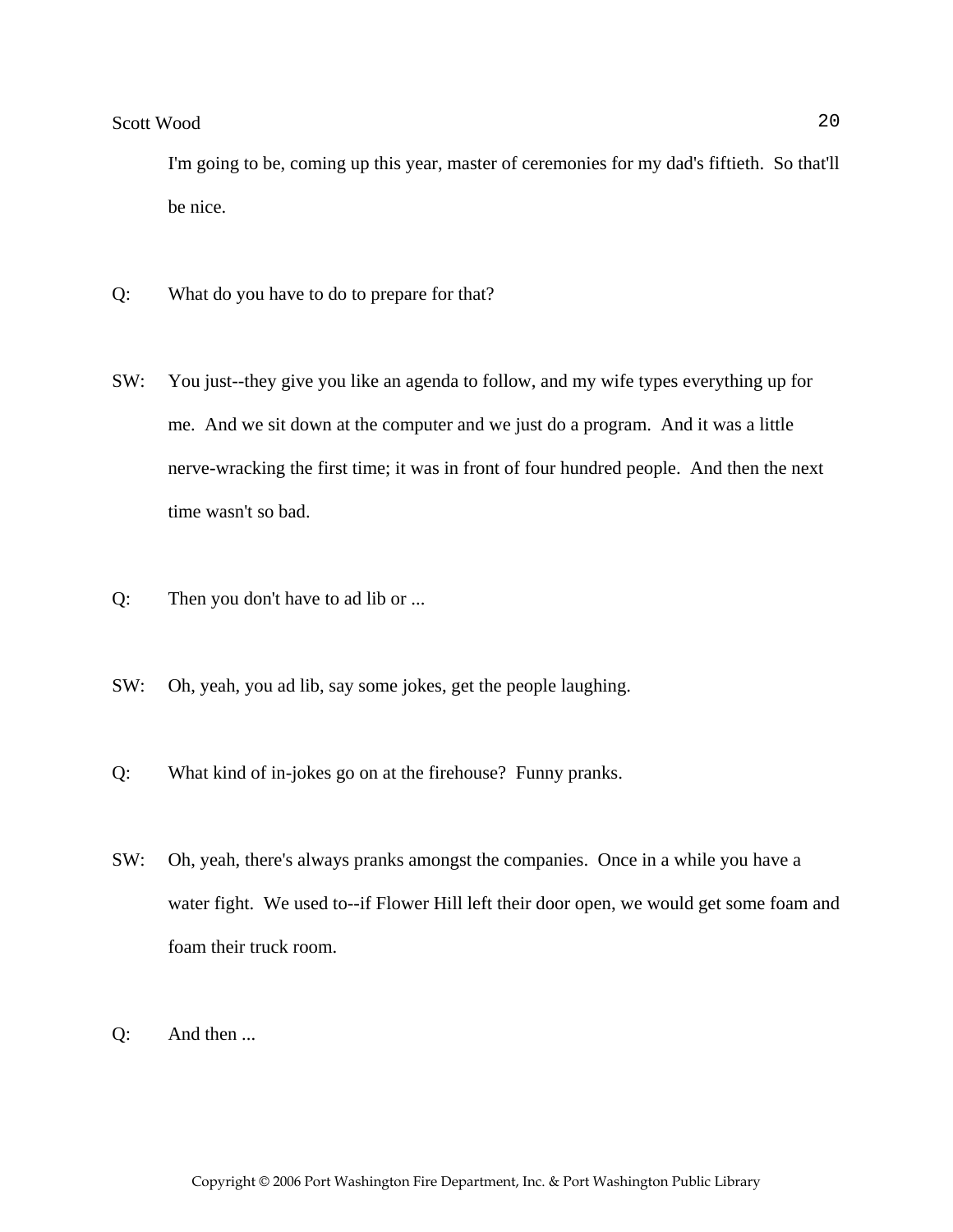I'm going to be, coming up this year, master of ceremonies for my dad's fiftieth. So that'll be nice.

Q: What do you have to do to prepare for that?

SW: You just--they give you like an agenda to follow, and my wife types everything up for me. And we sit down at the computer and we just do a program. And it was a little nerve-wracking the first time; it was in front of four hundred people. And then the next time wasn't so bad.

Q: Then you don't have to ad lib or ...

SW: Oh, yeah, you ad lib, say some jokes, get the people laughing.

Q: What kind of in-jokes go on at the firehouse? Funny pranks.

SW: Oh, yeah, there's always pranks amongst the companies. Once in a while you have a water fight. We used to--if Flower Hill left their door open, we would get some foam and foam their truck room.

Q: And then ...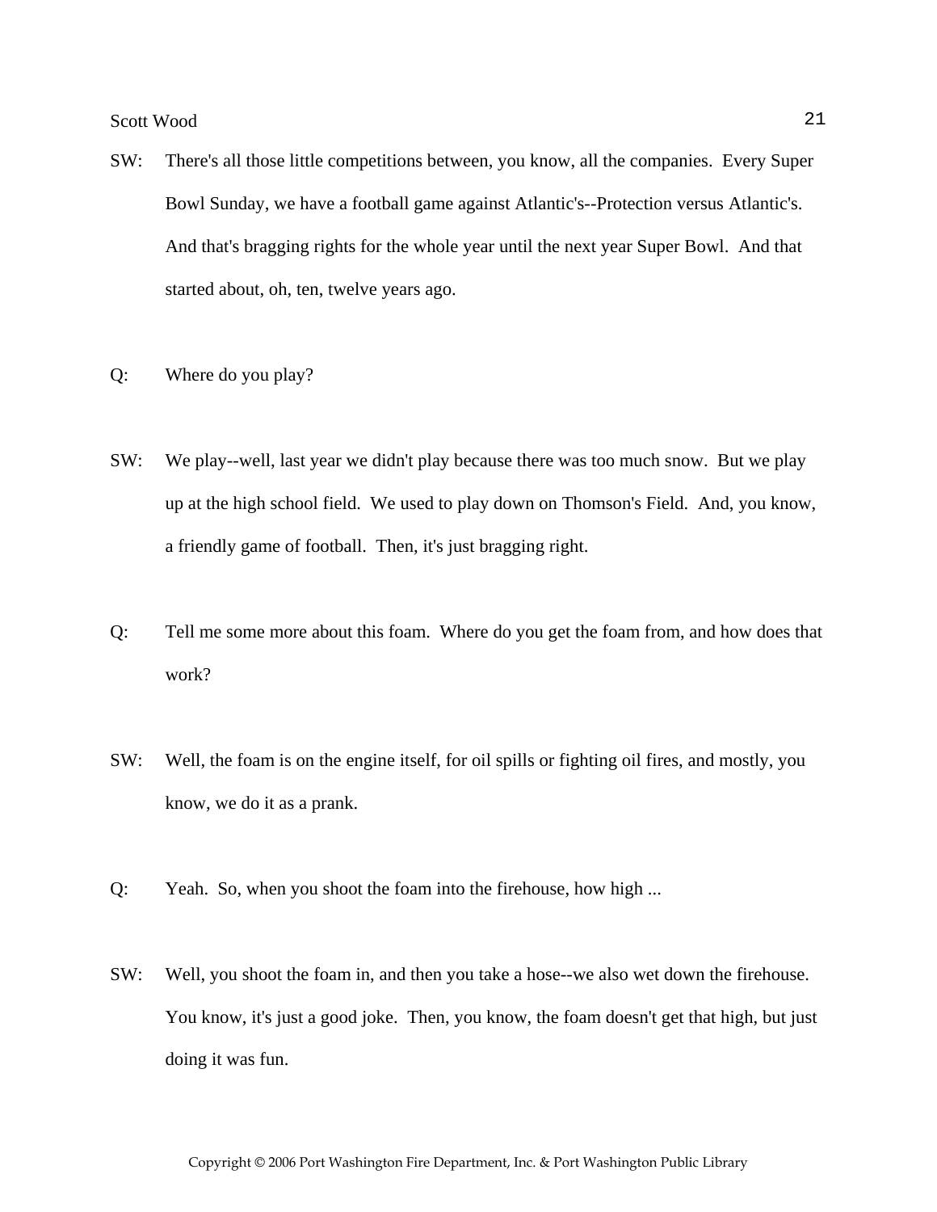SW: There's all those little competitions between, you know, all the companies. Every Super Bowl Sunday, we have a football game against Atlantic's--Protection versus Atlantic's. And that's bragging rights for the whole year until the next year Super Bowl. And that started about, oh, ten, twelve years ago.

Q: Where do you play?

SW: We play--well, last year we didn't play because there was too much snow. But we play up at the high school field. We used to play down on Thomson's Field. And, you know, a friendly game of football. Then, it's just bragging right.

Q: Tell me some more about this foam. Where do you get the foam from, and how does that work?

SW: Well, the foam is on the engine itself, for oil spills or fighting oil fires, and mostly, you know, we do it as a prank.

Q: Yeah. So, when you shoot the foam into the firehouse, how high ...

SW: Well, you shoot the foam in, and then you take a hose--we also wet down the firehouse. You know, it's just a good joke. Then, you know, the foam doesn't get that high, but just doing it was fun.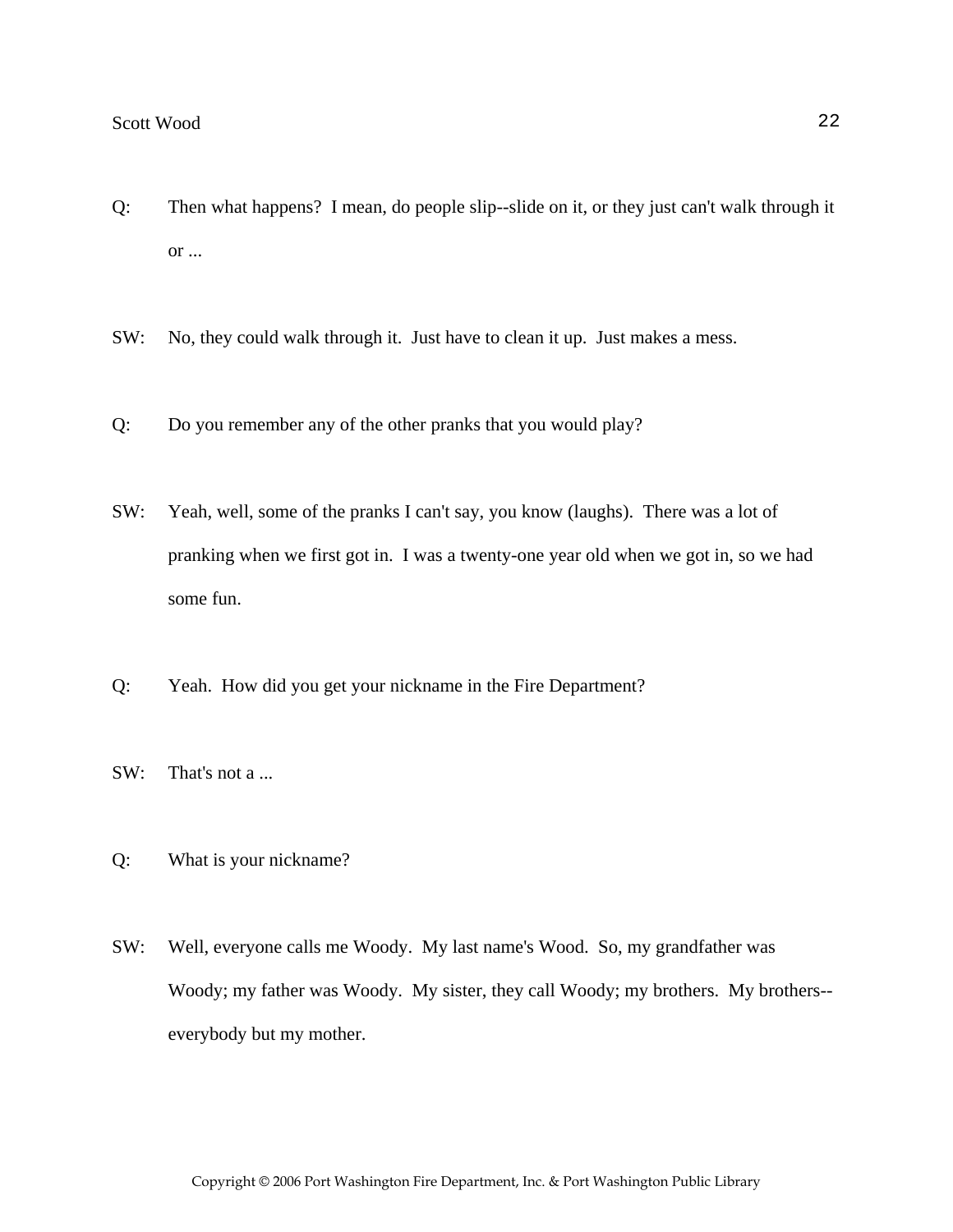Q: Then what happens? I mean, do people slip--slide on it, or they just can't walk through it or ...

SW: No, they could walk through it. Just have to clean it up. Just makes a mess.

Q: Do you remember any of the other pranks that you would play?

SW: Yeah, well, some of the pranks I can't say, you know (laughs). There was a lot of pranking when we first got in. I was a twenty-one year old when we got in, so we had some fun.

Q: Yeah. How did you get your nickname in the Fire Department?

SW: That's not a ...

Q: What is your nickname?

SW: Well, everyone calls me Woody. My last name's Wood. So, my grandfather was Woody; my father was Woody. My sister, they call Woody; my brothers. My brothers--everybody but my mother.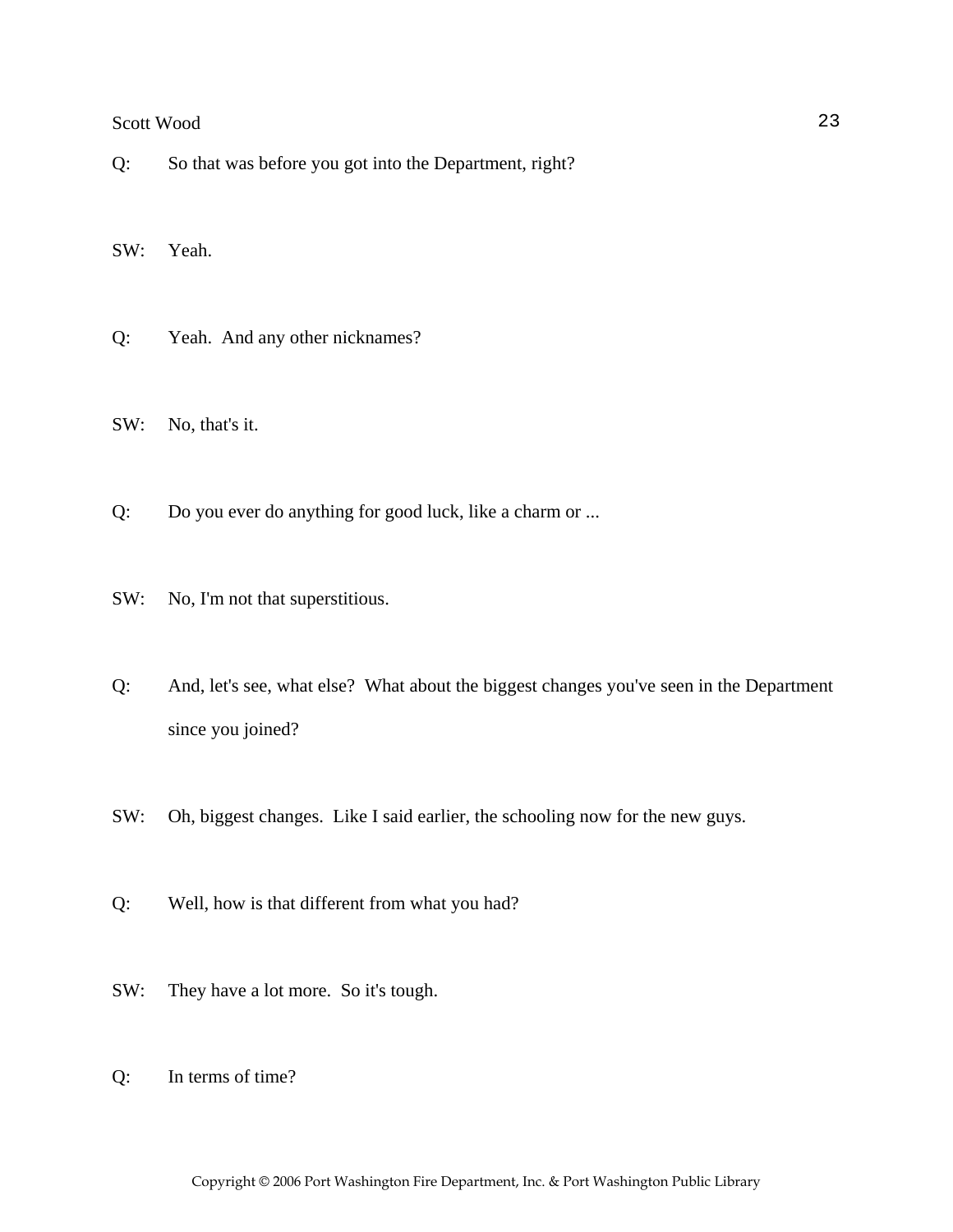Q: So that was before you got into the Department, right?

SW: Yeah.

Q: Yeah. And any other nicknames?

SW: No, that's it.

Q: Do you ever do anything for good luck, like a charm or ...

SW: No, I'm not that superstitious.

Q: And, let's see, what else? What about the biggest changes you've seen in the Department since you joined?

SW: Oh, biggest changes. Like I said earlier, the schooling now for the new guys.

Q: Well, how is that different from what you had?

SW: They have a lot more. So it's tough.

Q: In terms of time?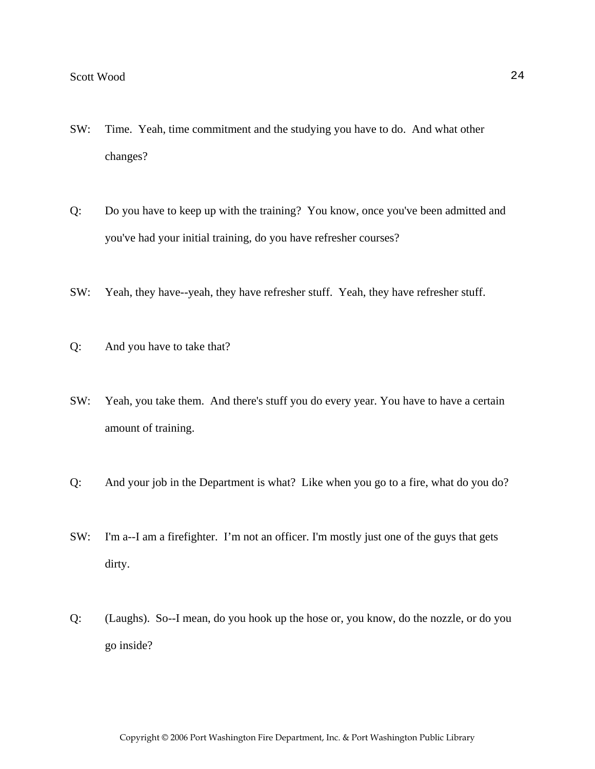SW: Time. Yeah, time commitment and the studying you have to do. And what other changes?

Q: Do you have to keep up with the training? You know, once you've been admitted and you've had your initial training, do you have refresher courses?

SW: Yeah, they have--yeah, they have refresher stuff. Yeah, they have refresher stuff.

Q: And you have to take that?

SW: Yeah, you take them. And there's stuff you do every year. You have to have a certain amount of training.

Q: And your job in the Department is what? Like when you go to a fire, what do you do?

SW: I'm a--I am a firefighter. I'm not an officer. I'm mostly just one of the guys that gets dirty.

Q: (Laughs). So--I mean, do you hook up the hose or, you know, do the nozzle, or do you go inside?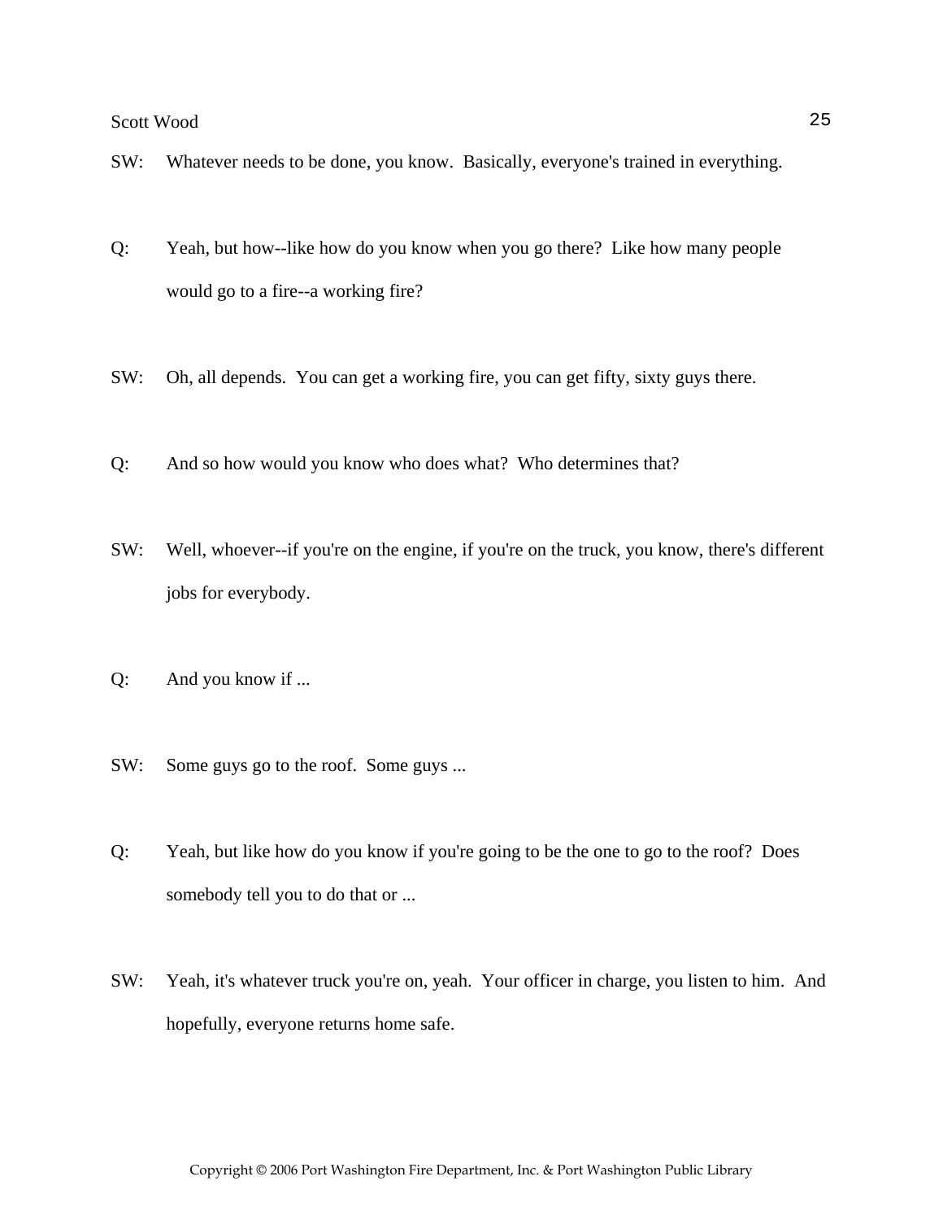SW: Whatever needs to be done, you know. Basically, everyone's trained in everything.

Q: Yeah, but how--like how do you know when you go there? Like how many people would go to a fire--a working fire?

SW: Oh, all depends. You can get a working fire, you can get fifty, sixty guys there.

Q: And so how would you know who does what? Who determines that?

SW: Well, whoever--if you're on the engine, if you're on the truck, you know, there's different jobs for everybody.

Q: And you know if ...

SW: Some guys go to the roof. Some guys ...

Q: Yeah, but like how do you know if you're going to be the one to go to the roof? Does somebody tell you to do that or ...

SW: Yeah, it's whatever truck you're on, yeah. Your officer in charge, you listen to him. And hopefully, everyone returns home safe.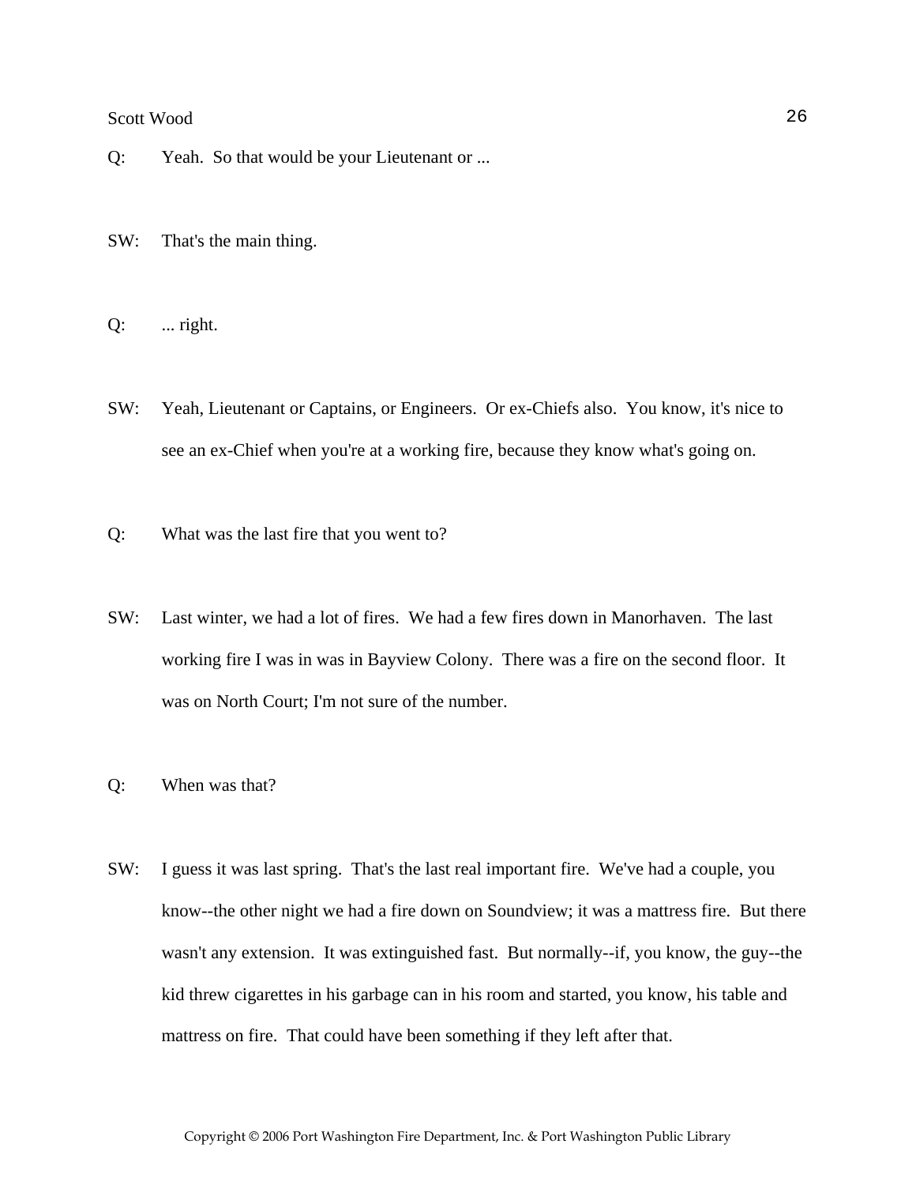Q: Yeah. So that would be your Lieutenant or ...

SW: That's the main thing.

Q: ... right.

SW: Yeah, Lieutenant or Captains, or Engineers. Or ex-Chiefs also. You know, it's nice to see an ex-Chief when you're at a working fire, because they know what's going on.

Q: What was the last fire that you went to?

SW: Last winter, we had a lot of fires. We had a few fires down in Manorhaven. The last working fire I was in was in Bayview Colony. There was a fire on the second floor. It was on North Court; I'm not sure of the number.

Q: When was that?

SW: I guess it was last spring. That's the last real important fire. We've had a couple, you know--the other night we had a fire down on Soundview; it was a mattress fire. But there wasn't any extension. It was extinguished fast. But normally--if, you know, the guy--the kid threw cigarettes in his garbage can in his room and started, you know, his table and mattress on fire. That could have been something if they left after that.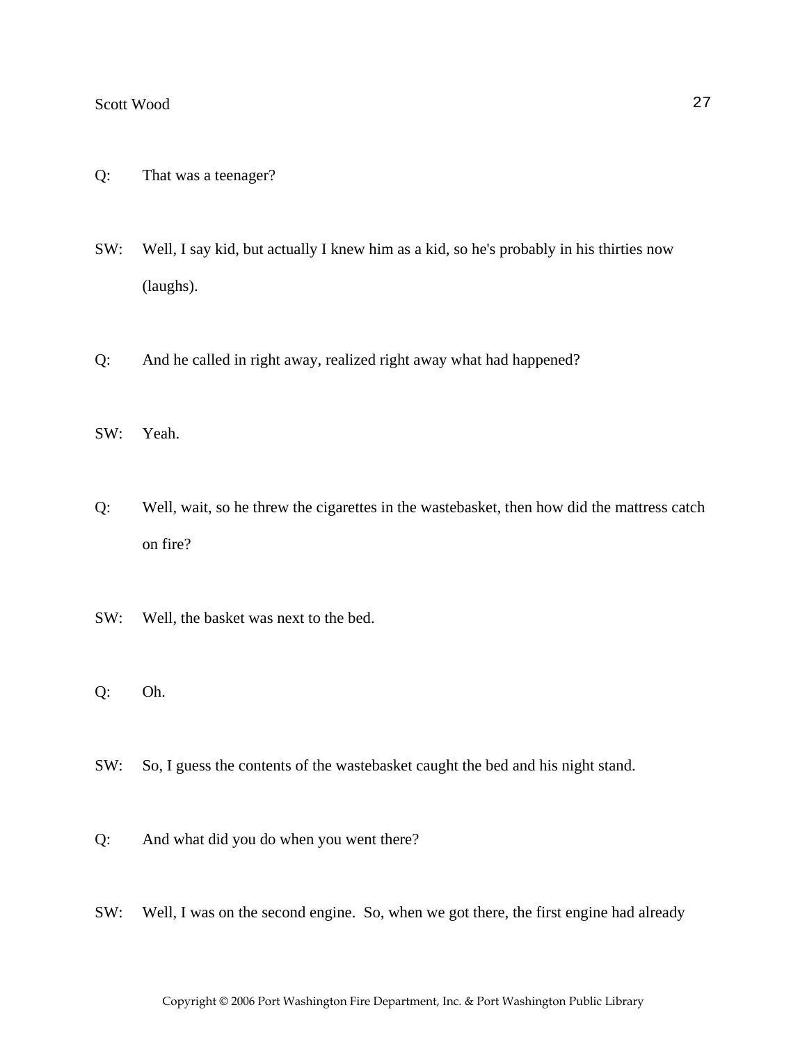Q: That was a teenager?

SW: Well, I say kid, but actually I knew him as a kid, so he's probably in his thirties now (laughs).

Q: And he called in right away, realized right away what had happened?

SW: Yeah.

Q: Well, wait, so he threw the cigarettes in the wastebasket, then how did the mattress catch on fire?

SW: Well, the basket was next to the bed.

Q: Oh.

SW: So, I guess the contents of the wastebasket caught the bed and his night stand.

Q: And what did you do when you went there?

SW: Well, I was on the second engine. So, when we got there, the first engine had already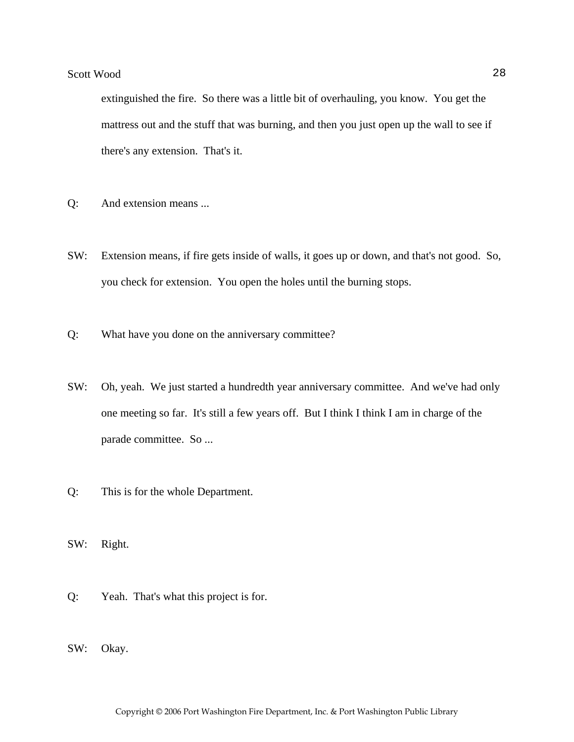extinguished the fire. So there was a little bit of overhauling, you know. You get the mattress out and the stuff that was burning, and then you just open up the wall to see if there's any extension. That's it.

Q: And extension means ...

SW: Extension means, if fire gets inside of walls, it goes up or down, and that's not good. So, you check for extension. You open the holes until the burning stops.

Q: What have you done on the anniversary committee?

SW: Oh, yeah. We just started a hundredth year anniversary committee. And we've had only one meeting so far. It's still a few years off. But I think I think I am in charge of the parade committee. So ...

Q: This is for the whole Department.

SW: Right.

Q: Yeah. That's what this project is for.

SW: Okay.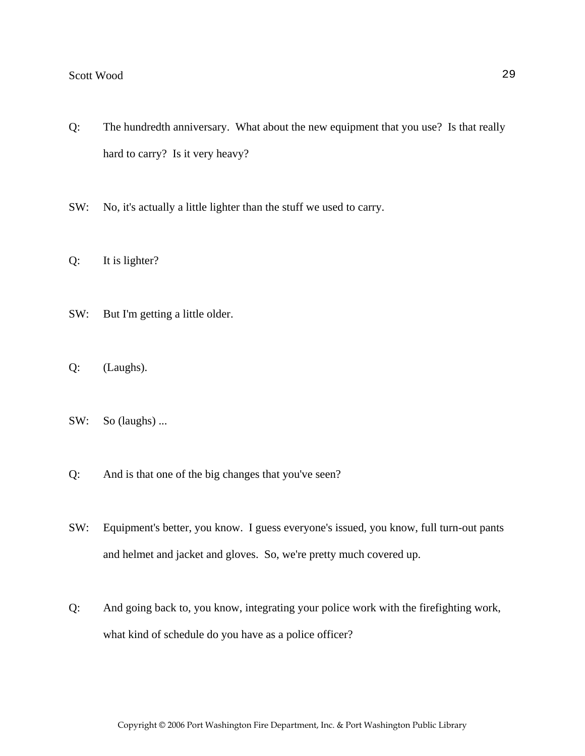Q: The hundredth anniversary. What about the new equipment that you use? Is that really hard to carry? Is it very heavy?

SW: No, it's actually a little lighter than the stuff we used to carry.

Q: It is lighter?

SW: But I'm getting a little older.

Q: (Laughs).

SW: So (laughs) ...

Q: And is that one of the big changes that you've seen?

SW: Equipment's better, you know. I guess everyone's issued, you know, full turn-out pants and helmet and jacket and gloves. So, we're pretty much covered up.

Q: And going back to, you know, integrating your police work with the firefighting work, what kind of schedule do you have as a police officer?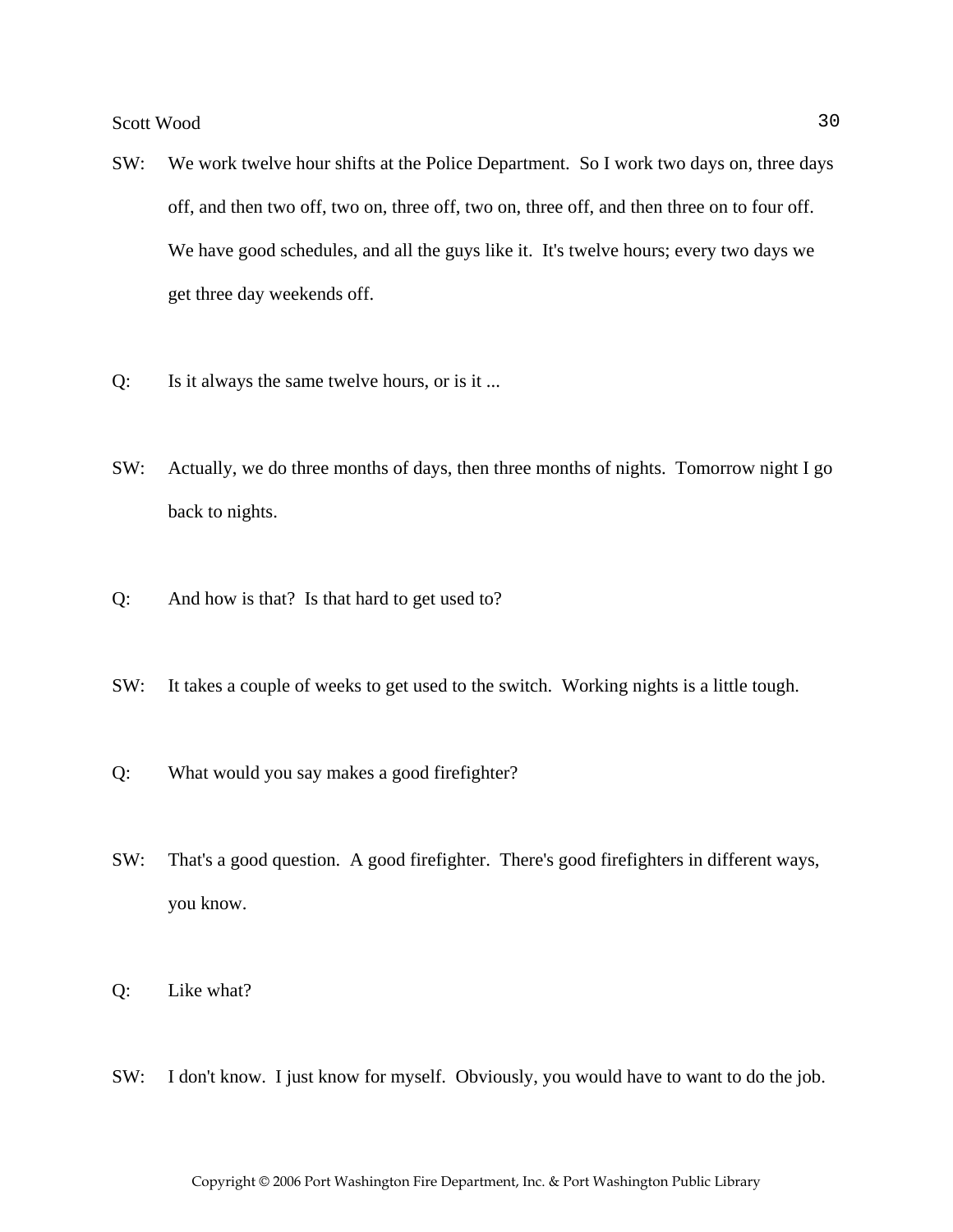SW: We work twelve hour shifts at the Police Department. So I work two days on, three days off, and then two off, two on, three off, two on, three off, and then three on to four off. We have good schedules, and all the guys like it. It's twelve hours; every two days we get three day weekends off.

Q: Is it always the same twelve hours, or is it ...

SW: Actually, we do three months of days, then three months of nights. Tomorrow night I go back to nights.

Q: And how is that? Is that hard to get used to?

SW: It takes a couple of weeks to get used to the switch. Working nights is a little tough.

Q: What would you say makes a good firefighter?

SW: That's a good question. A good firefighter. There's good firefighters in different ways, you know.

Q: Like what?

SW: I don't know. I just know for myself. Obviously, you would have to want to do the job.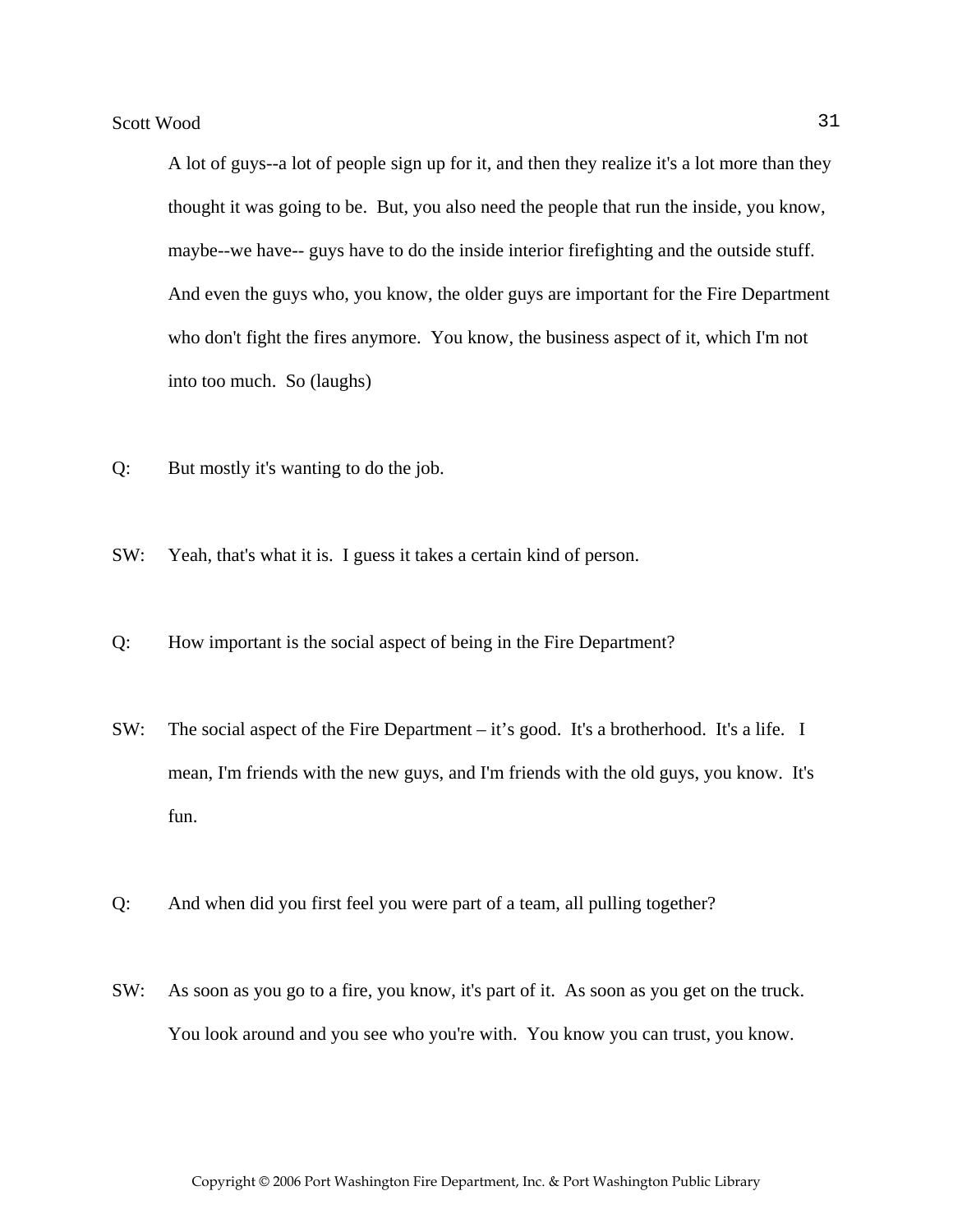A lot of guys--a lot of people sign up for it, and then they realize it's a lot more than they thought it was going to be. But, you also need the people that run the inside, you know, maybe--we have-- guys have to do the inside interior firefighting and the outside stuff. And even the guys who, you know, the older guys are important for the Fire Department who don't fight the fires anymore. You know, the business aspect of it, which I'm not into too much. So (laughs)

Q: But mostly it's wanting to do the job.

SW: Yeah, that's what it is. I guess it takes a certain kind of person.

Q: How important is the social aspect of being in the Fire Department?

SW: The social aspect of the Fire Department – it's good. It's a brotherhood. It's a life. I mean, I'm friends with the new guys, and I'm friends with the old guys, you know. It's fun.

Q: And when did you first feel you were part of a team, all pulling together?

SW: As soon as you go to a fire, you know, it's part of it. As soon as you get on the truck. You look around and you see who you're with. You know you can trust, you know.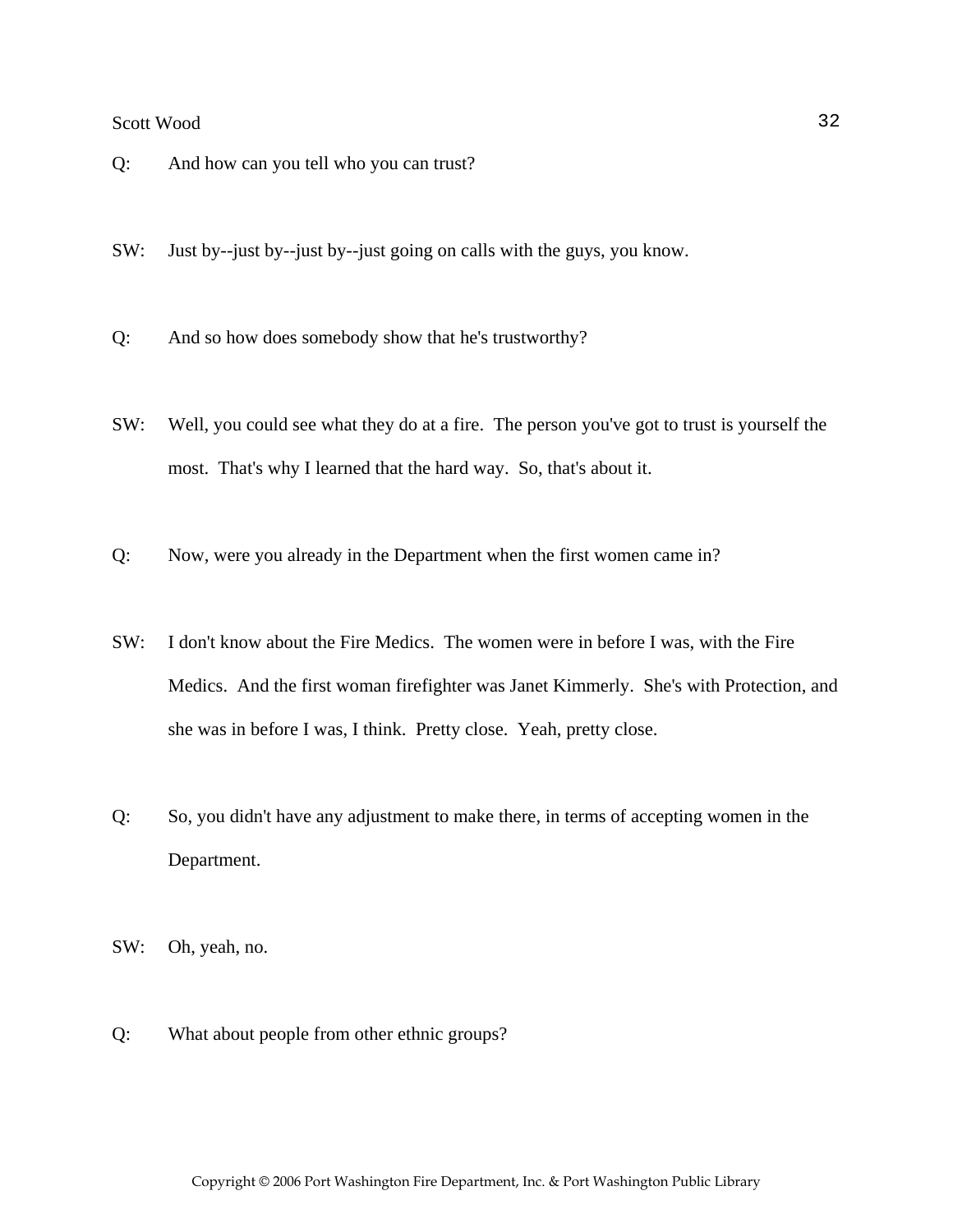Q: And how can you tell who you can trust?

SW: Just by--just by--just by--just going on calls with the guys, you know.

Q: And so how does somebody show that he's trustworthy?

SW: Well, you could see what they do at a fire. The person you've got to trust is yourself the most. That's why I learned that the hard way. So, that's about it.

Q: Now, were you already in the Department when the first women came in?

SW: I don't know about the Fire Medics. The women were in before I was, with the Fire Medics. And the first woman firefighter was Janet Kimmerly. She's with Protection, and she was in before I was, I think. Pretty close. Yeah, pretty close.

Q: So, you didn't have any adjustment to make there, in terms of accepting women in the Department.

SW: Oh, yeah, no.

Q: What about people from other ethnic groups?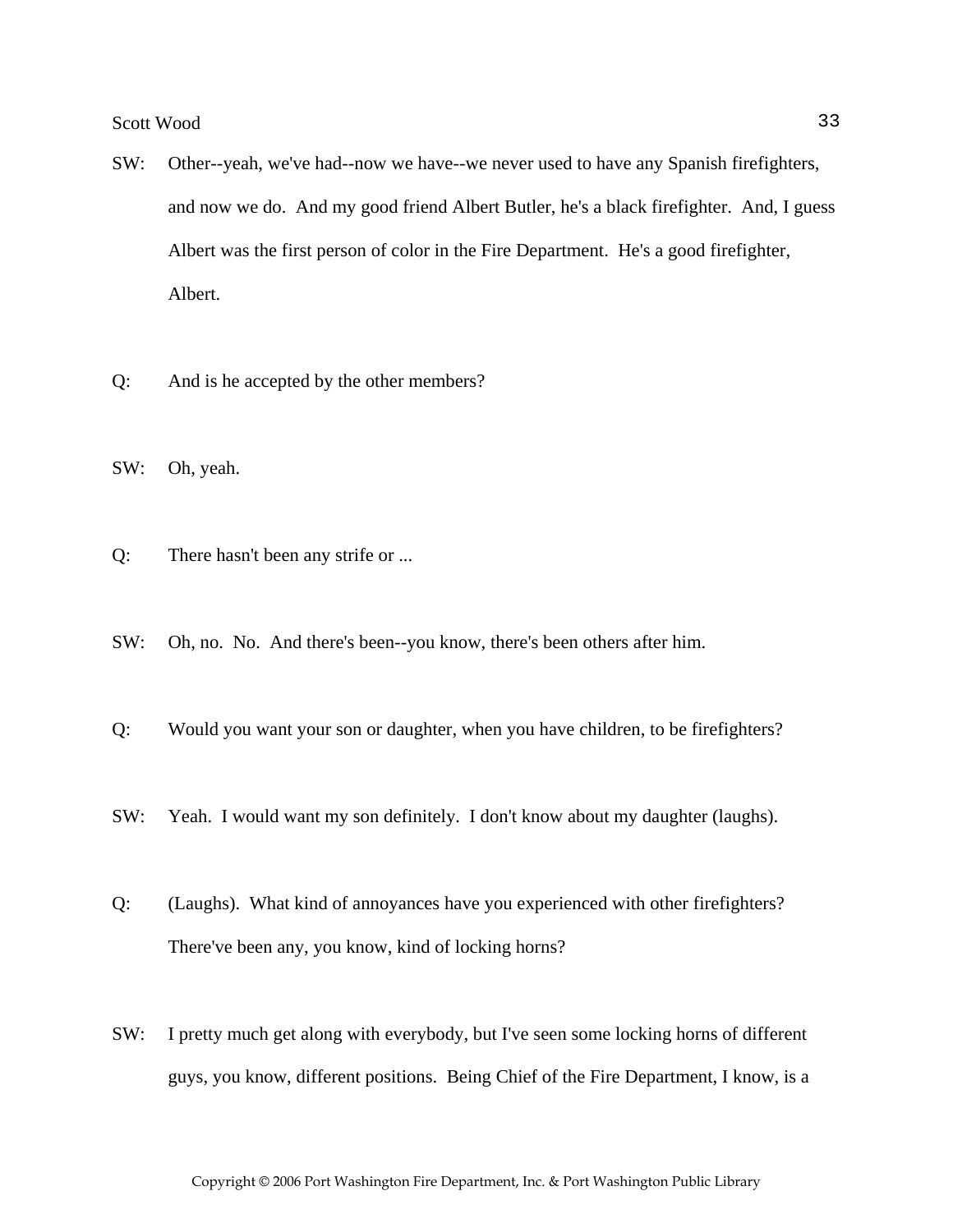SW: Other--yeah, we've had--now we have--we never used to have any Spanish firefighters, and now we do. And my good friend Albert Butler, he's a black firefighter. And, I guess Albert was the first person of color in the Fire Department. He's a good firefighter, Albert.

Q: And is he accepted by the other members?

SW: Oh, yeah.

Q: There hasn't been any strife or ...

SW: Oh, no. No. And there's been--you know, there's been others after him.

Q: Would you want your son or daughter, when you have children, to be firefighters?

SW: Yeah. I would want my son definitely. I don't know about my daughter (laughs).

Q: (Laughs). What kind of annoyances have you experienced with other firefighters? There've been any, you know, kind of locking horns?

SW: I pretty much get along with everybody, but I've seen some locking horns of different guys, you know, different positions. Being Chief of the Fire Department, I know, is a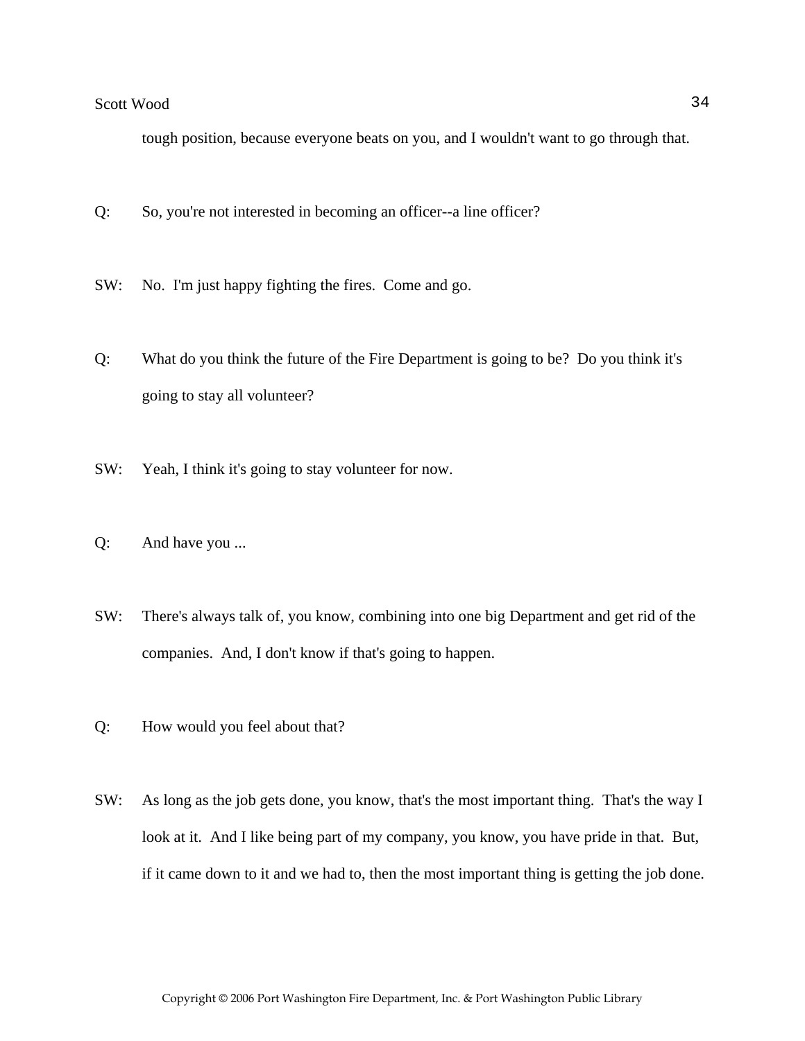tough position, because everyone beats on you, and I wouldn't want to go through that.

Q: So, you're not interested in becoming an officer--a line officer?

SW: No. I'm just happy fighting the fires. Come and go.

Q: What do you think the future of the Fire Department is going to be? Do you think it's going to stay all volunteer?

SW: Yeah, I think it's going to stay volunteer for now.

Q: And have you ...

SW: There's always talk of, you know, combining into one big Department and get rid of the companies. And, I don't know if that's going to happen.

Q: How would you feel about that?

SW: As long as the job gets done, you know, that's the most important thing. That's the way I look at it. And I like being part of my company, you know, you have pride in that. But, if it came down to it and we had to, then the most important thing is getting the job done.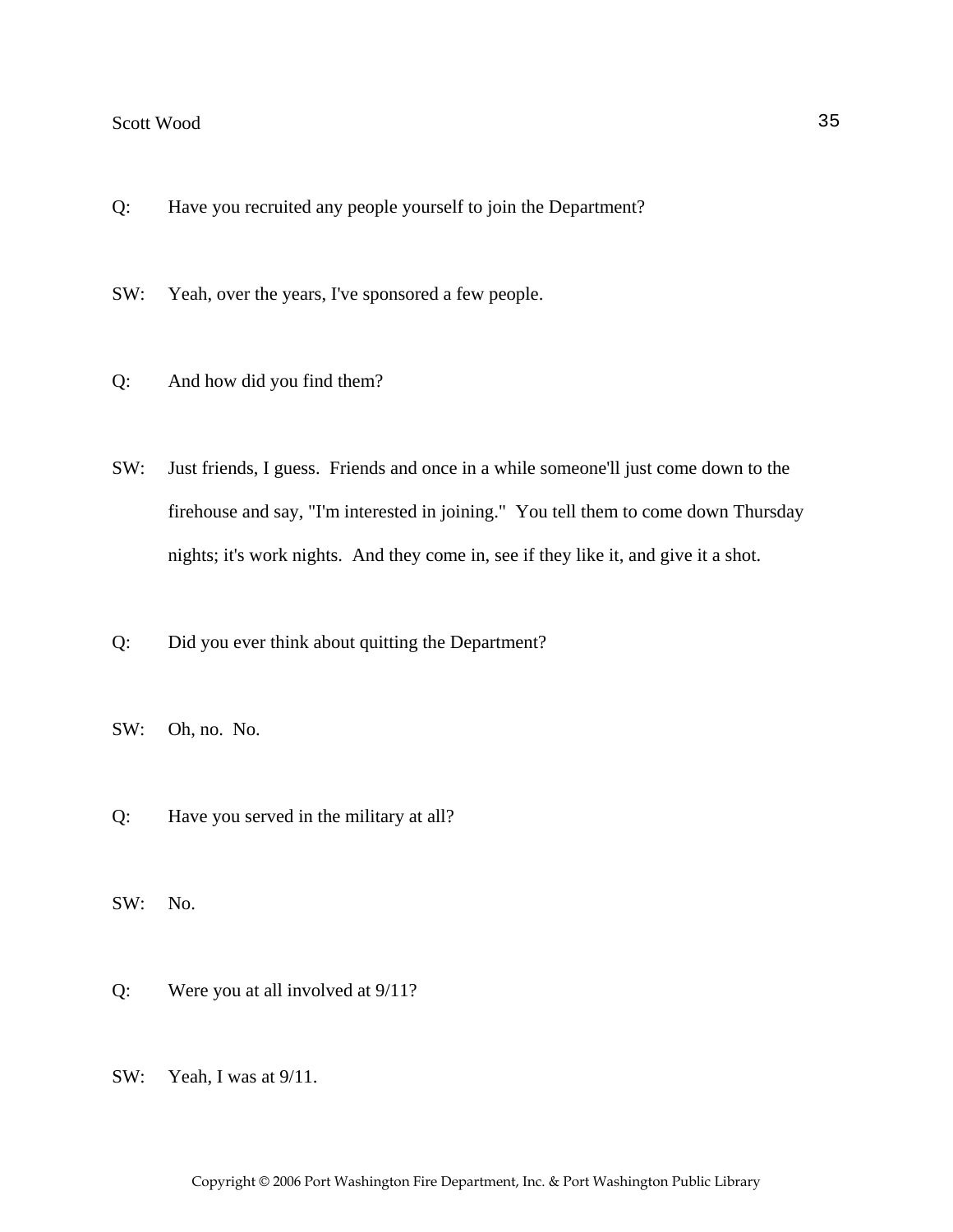Q: Have you recruited any people yourself to join the Department?

SW: Yeah, over the years, I've sponsored a few people.

Q: And how did you find them?

SW: Just friends, I guess. Friends and once in a while someone'll just come down to the firehouse and say, "I'm interested in joining." You tell them to come down Thursday nights; it's work nights. And they come in, see if they like it, and give it a shot.

Q: Did you ever think about quitting the Department?

SW: Oh, no. No.

Q: Have you served in the military at all?

SW: No.

Q: Were you at all involved at 9/11?

SW: Yeah, I was at 9/11.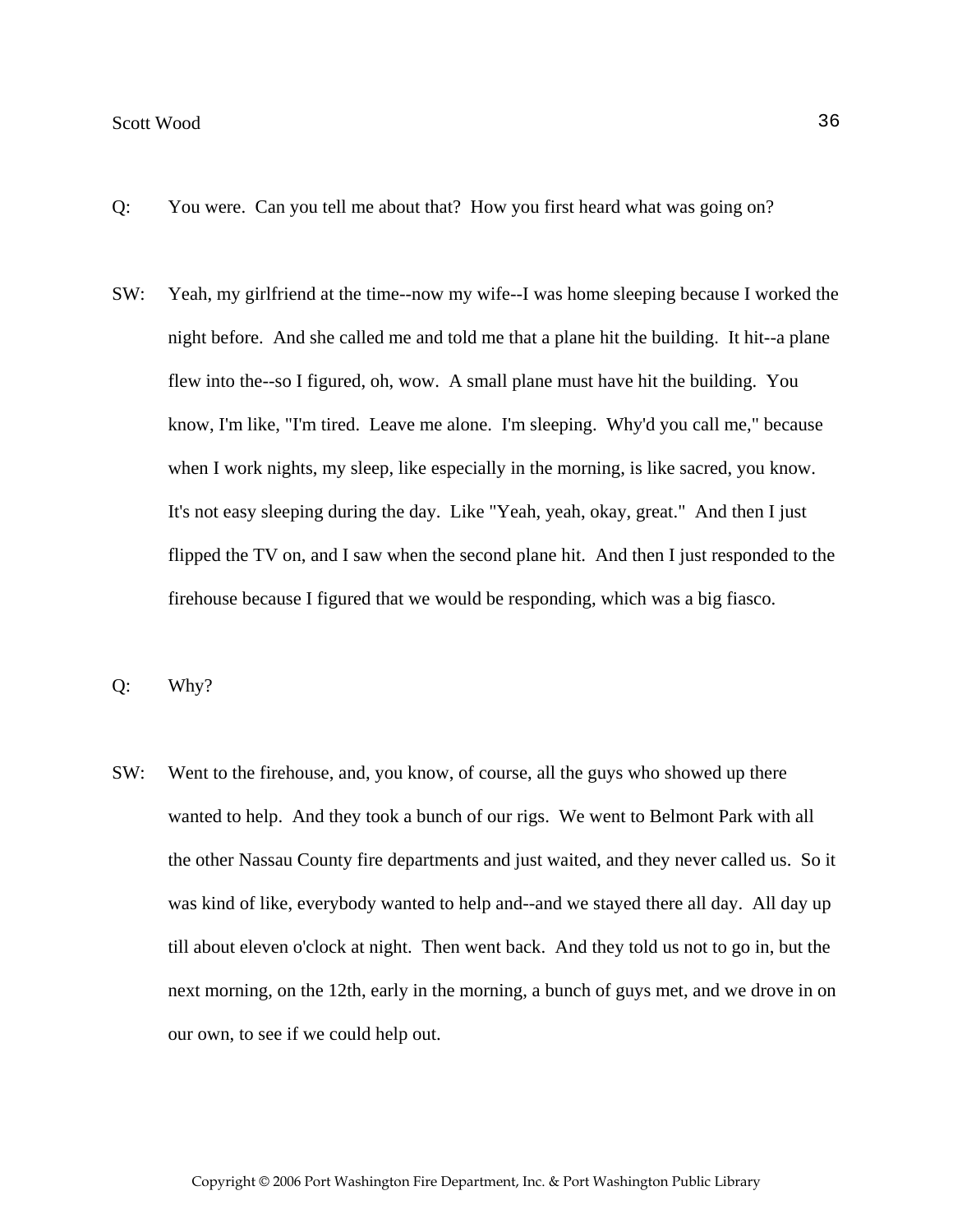Q: You were. Can you tell me about that? How you first heard what was going on?

SW: Yeah, my girlfriend at the time--now my wife--I was home sleeping because I worked the night before. And she called me and told me that a plane hit the building. It hit--a plane flew into the--so I figured, oh, wow. A small plane must have hit the building. You know, I'm like, "I'm tired. Leave me alone. I'm sleeping. Why'd you call me," because when I work nights, my sleep, like especially in the morning, is like sacred, you know. It's not easy sleeping during the day. Like "Yeah, yeah, okay, great." And then I just flipped the TV on, and I saw when the second plane hit. And then I just responded to the firehouse because I figured that we would be responding, which was a big fiasco.

Q: Why?

SW: Went to the firehouse, and, you know, of course, all the guys who showed up there wanted to help. And they took a bunch of our rigs. We went to Belmont Park with all the other Nassau County fire departments and just waited, and they never called us. So it was kind of like, everybody wanted to help and--and we stayed there all day. All day up till about eleven o'clock at night. Then went back. And they told us not to go in, but the next morning, on the 12th, early in the morning, a bunch of guys met, and we drove in on our own, to see if we could help out.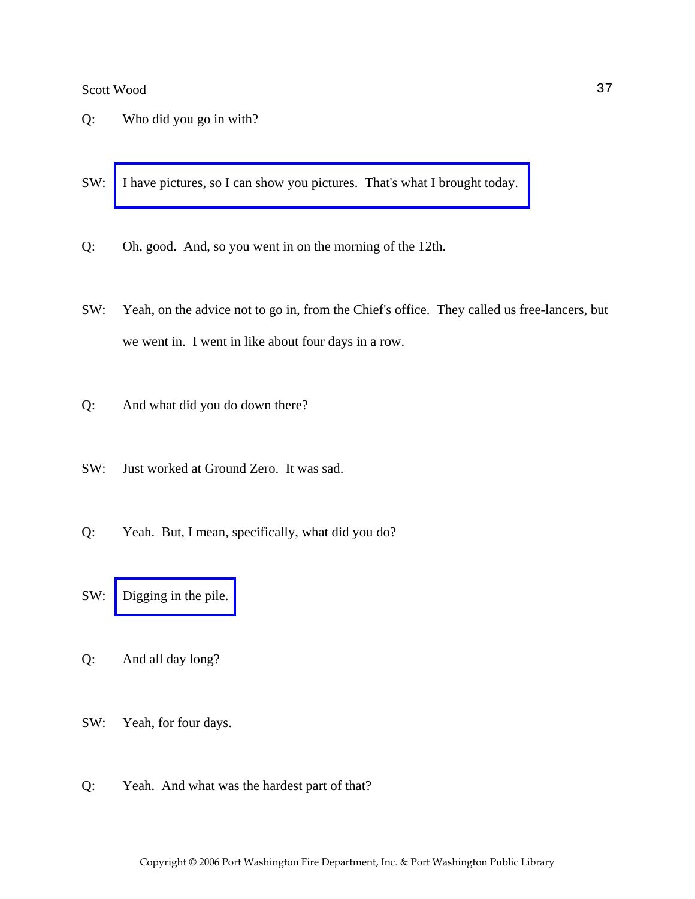Q: Who did you go in with?

SW: I have pictures, so I can show you pictures. That's what I brought today.

Q: Oh, good. And, so you went in on the morning of the 12th.

SW: Yeah, on the advice not to go in, from the Chief's office. They called us free-lancers, but we went in. I went in like about four days in a row.

Q: And what did you do down there?

SW: Just worked at Ground Zero. It was sad.

Q: Yeah. But, I mean, specifically, what did you do?

SW: Digging in the pile.

Q: And all day long?

SW: Yeah, for four days.

Q: Yeah. And what was the hardest part of that?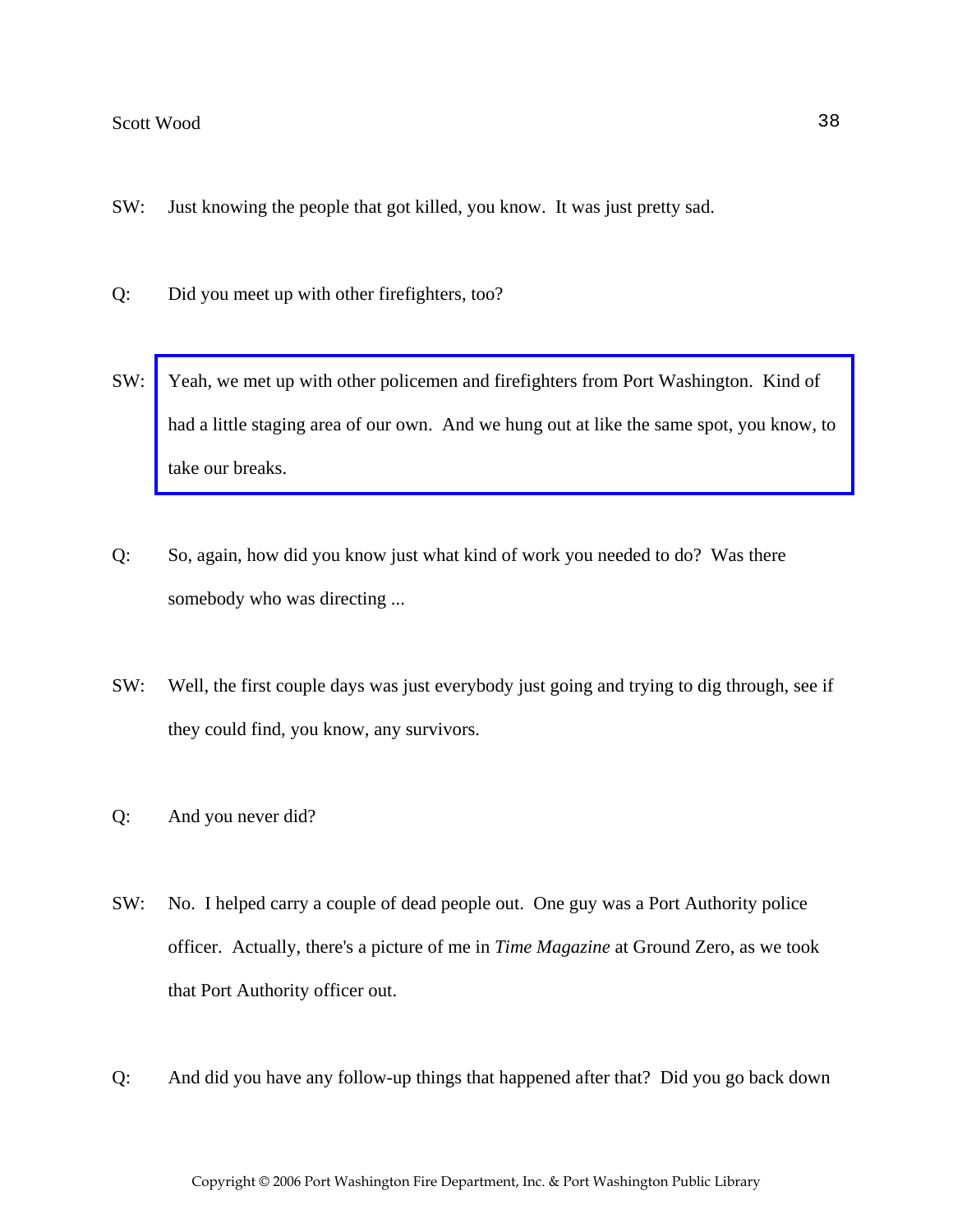SW: Just knowing the people that got killed, you know. It was just pretty sad.

Q: Did you meet up with other firefighters, too?

SW: Yeah, we met up with other policemen and firefighters from Port Washington. Kind of had a little staging area of our own. And we hung out at like the same spot, you know, to take our breaks.

Q: So, again, how did you know just what kind of work you needed to do? Was there somebody who was directing ...

SW: Well, the first couple days was just everybody just going and trying to dig through, see if they could find, you know, any survivors.

Q: And you never did?

SW: No. I helped carry a couple of dead people out. One guy was a Port Authority police officer. Actually, there's a picture of me in *Time Magazine* at Ground Zero, as we took that Port Authority officer out.

Q: And did you have any follow-up things that happened after that? Did you go back down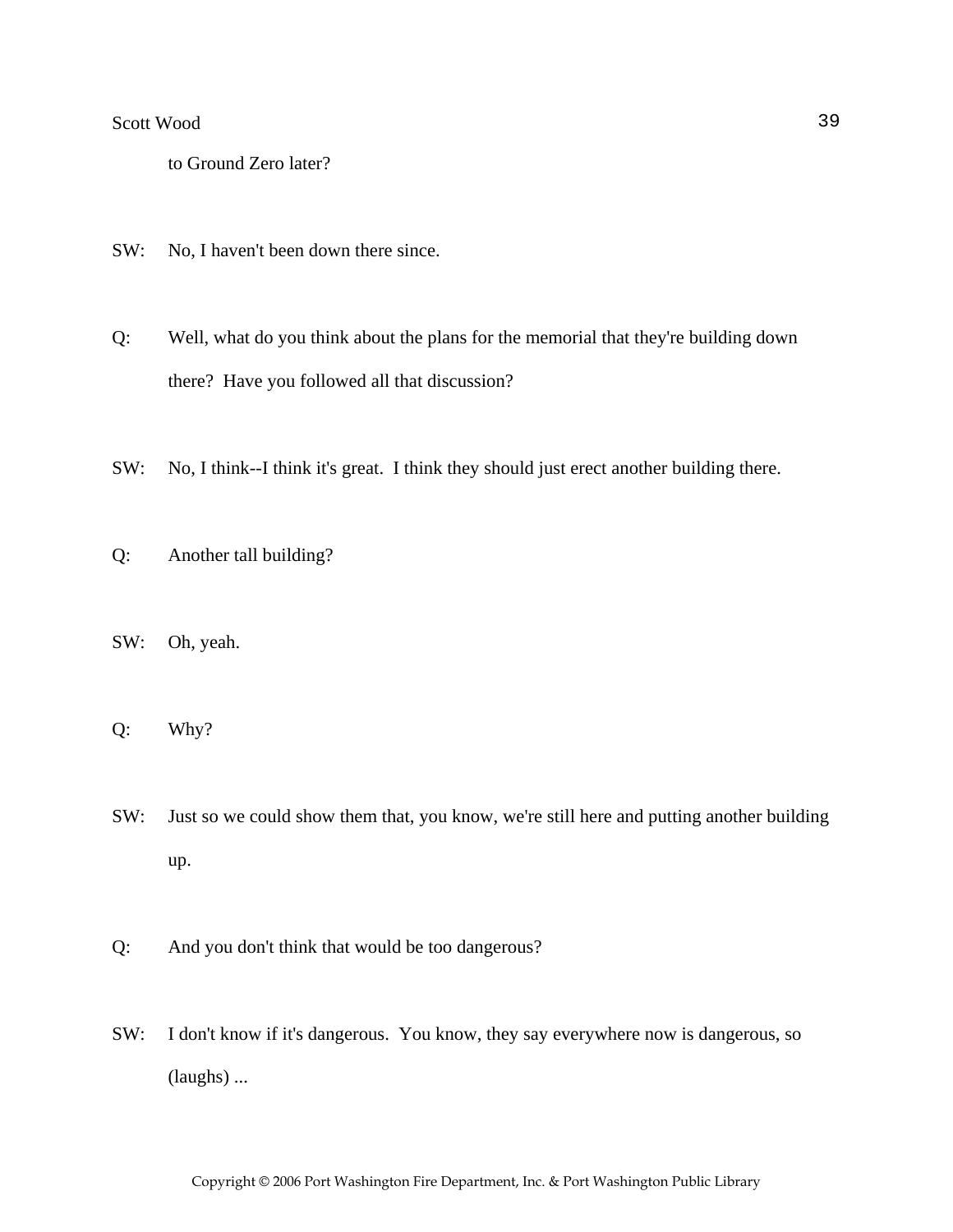to Ground Zero later?

SW: No, I haven't been down there since.

Q: Well, what do you think about the plans for the memorial that they're building down there? Have you followed all that discussion?

SW: No, I think--I think it's great. I think they should just erect another building there.

Q: Another tall building?

SW: Oh, yeah.

Q: Why?

SW: Just so we could show them that, you know, we're still here and putting another building up.

Q: And you don't think that would be too dangerous?

SW: I don't know if it's dangerous. You know, they say everywhere now is dangerous, so (laughs) ...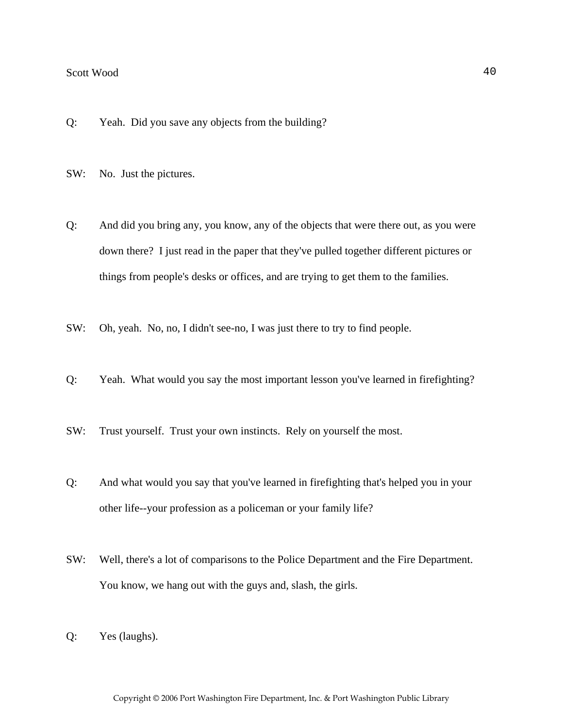Q: Yeah. Did you save any objects from the building?

SW: No. Just the pictures.

Q: And did you bring any, you know, any of the objects that were there out, as you were down there? I just read in the paper that they've pulled together different pictures or things from people's desks or offices, and are trying to get them to the families.

SW: Oh, yeah. No, no, I didn't see-no, I was just there to try to find people.

Q: Yeah. What would you say the most important lesson you've learned in firefighting?

SW: Trust yourself. Trust your own instincts. Rely on yourself the most.

Q: And what would you say that you've learned in firefighting that's helped you in your other life--your profession as a policeman or your family life?

SW: Well, there's a lot of comparisons to the Police Department and the Fire Department. You know, we hang out with the guys and, slash, the girls.

Q: Yes (laughs).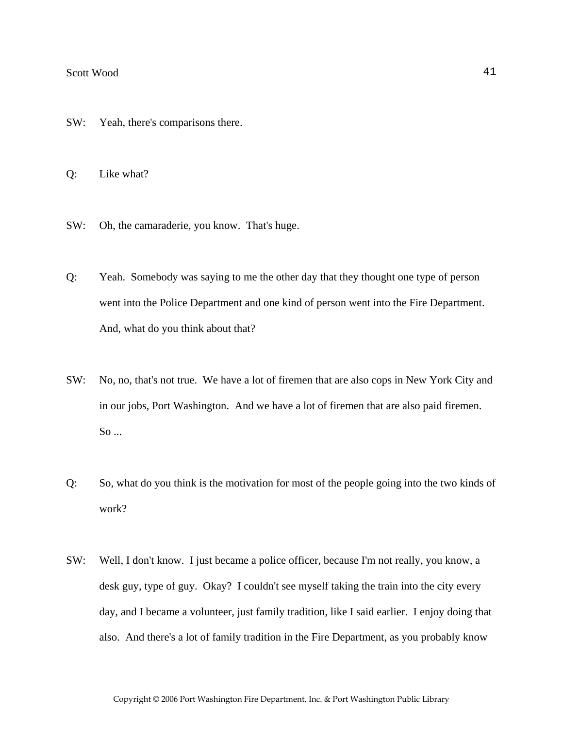SW: Yeah, there's comparisons there.

Q: Like what?

SW: Oh, the camaraderie, you know. That's huge.

Q: Yeah. Somebody was saying to me the other day that they thought one type of person went into the Police Department and one kind of person went into the Fire Department. And, what do you think about that?

SW: No, no, that's not true. We have a lot of firemen that are also cops in New York City and in our jobs, Port Washington. And we have a lot of firemen that are also paid firemen. So ...

Q: So, what do you think is the motivation for most of the people going into the two kinds of work?

SW: Well, I don't know. I just became a police officer, because I'm not really, you know, a desk guy, type of guy. Okay? I couldn't see myself taking the train into the city every day, and I became a volunteer, just family tradition, like I said earlier. I enjoy doing that also. And there's a lot of family tradition in the Fire Department, as you probably know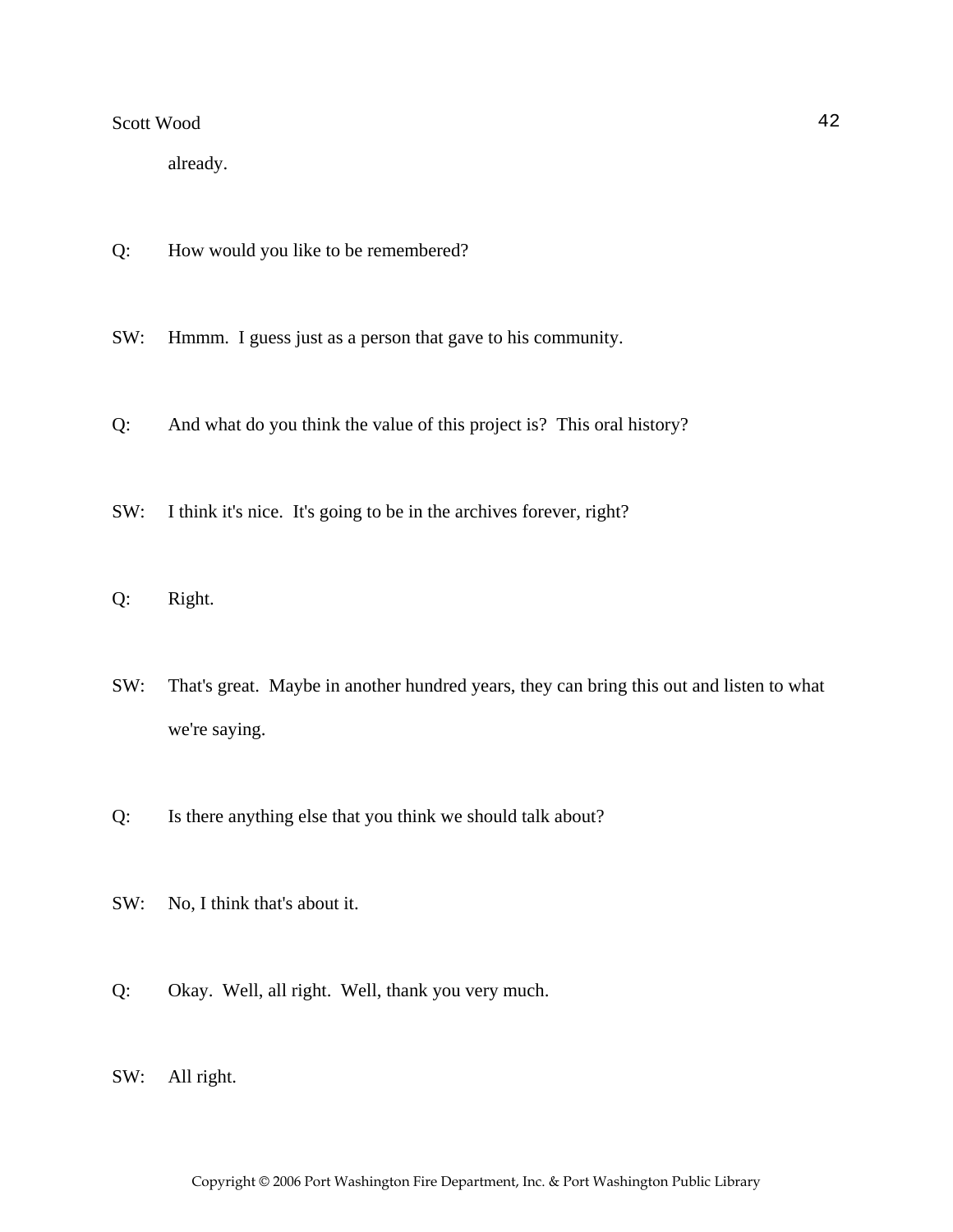already.

Q: How would you like to be remembered?

SW: Hmmm. I guess just as a person that gave to his community.

Q: And what do you think the value of this project is? This oral history?

SW: I think it's nice. It's going to be in the archives forever, right?

Q: Right.

SW: That's great. Maybe in another hundred years, they can bring this out and listen to what we're saying.

Q: Is there anything else that you think we should talk about?

SW: No, I think that's about it.

Q: Okay. Well, all right. Well, thank you very much.

SW: All right.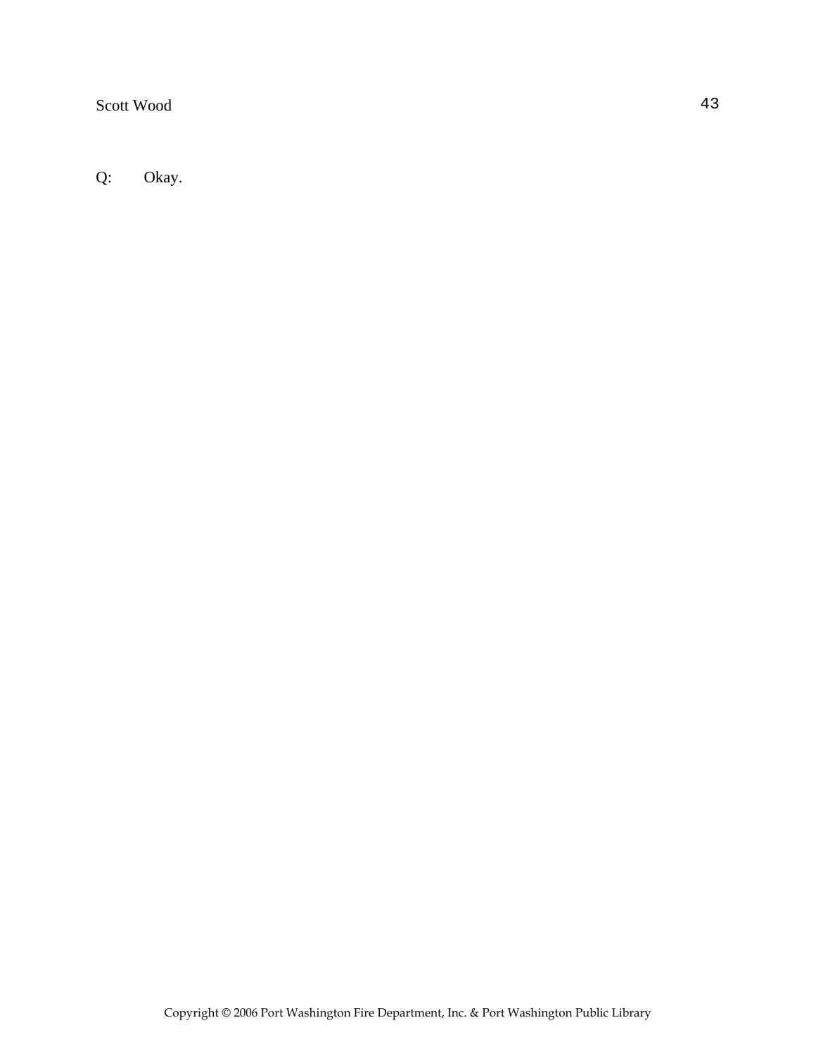Q: Okay.